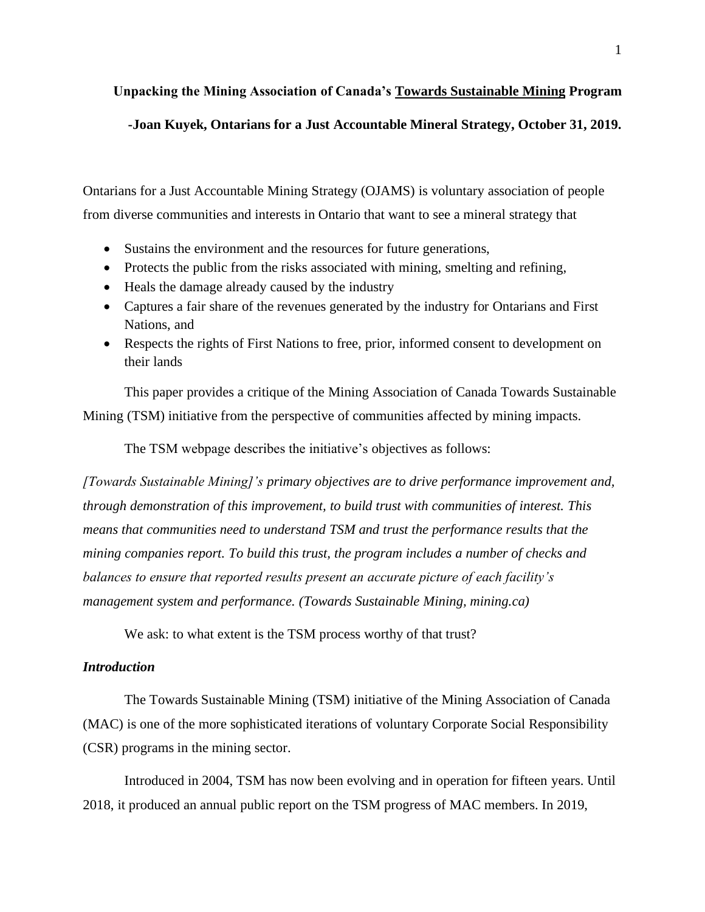**Unpacking the Mining Association of Canada's <u>Towards Sustainable Mining</u> Program**

**-Joan Kuyek, Ontarians for a Just Accountable Mineral Strategy, October 31, 2019.**

Ontarians for a Just Accountable Mining Strategy (OJAMS) is voluntary association of people from diverse communities and interests in Ontario that want to see a mineral strategy that

- Sustains the environment and the resources for future generations,
- Protects the public from the risks associated with mining, smelting and refining,
- Heals the damage already caused by the industry
- Captures a fair share of the revenues generated by the industry for Ontarians and First Nations, and
- Respects the rights of First Nations to free, prior, informed consent to development on their lands

This paper provides a critique of the Mining Association of Canada Towards Sustainable Mining (TSM) initiative from the perspective of communities affected by mining impacts.

The TSM webpage describes the initiative's objectives as follows:

*[Towards Sustainable Mining]'s primary objectives are to drive performance improvement and, through demonstration of this improvement, to build trust with communities of interest. This means that communities need to understand TSM and trust the performance results that the mining companies report. To build this trust, the program includes a number of checks and balances to ensure that reported results present an accurate picture of each facility's management system and performance. (Towards Sustainable Mining, mining.ca)*

We ask: to what extent is the TSM process worthy of that trust?

### *Introduction*

The Towards Sustainable Mining (TSM) initiative of the Mining Association of Canada (MAC) is one of the more sophisticated iterations of voluntary Corporate Social Responsibility (CSR) programs in the mining sector.

Introduced in 2004, TSM has now been evolving and in operation for fifteen years. Until 2018, it produced an annual public report on the TSM progress of MAC members. In 2019,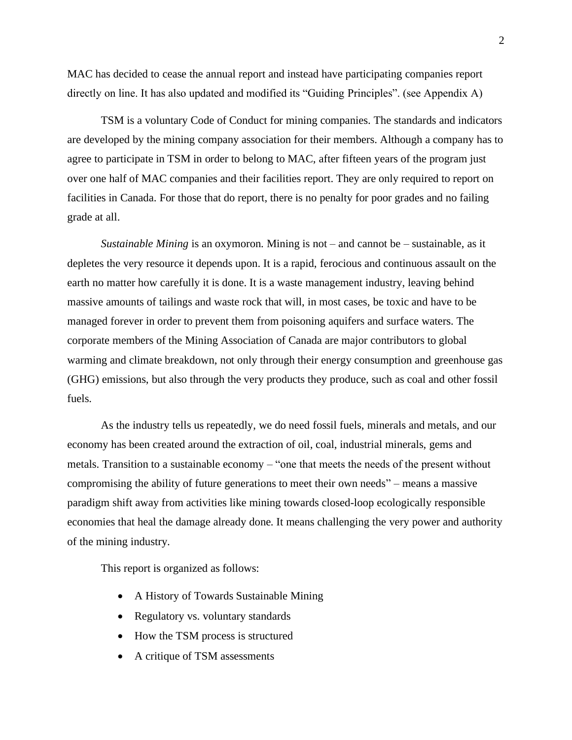MAC has decided to cease the annual report and instead have participating companies report directly on line. It has also updated and modified its "Guiding Principles". (see Appendix A)

TSM is a voluntary Code of Conduct for mining companies. The standards and indicators are developed by the mining company association for their members. Although a company has to agree to participate in TSM in order to belong to MAC, after fifteen years of the program just over one half of MAC companies and their facilities report. They are only required to report on facilities in Canada. For those that do report, there is no penalty for poor grades and no failing grade at all.

*Sustainable Mining* is an oxymoron. Mining is not – and cannot be – sustainable, as it depletes the very resource it depends upon. It is a rapid, ferocious and continuous assault on the earth no matter how carefully it is done. It is a waste management industry, leaving behind massive amounts of tailings and waste rock that will, in most cases, be toxic and have to be managed forever in order to prevent them from poisoning aquifers and surface waters. The corporate members of the Mining Association of Canada are major contributors to global warming and climate breakdown, not only through their energy consumption and greenhouse gas (GHG) emissions, but also through the very products they produce, such as coal and other fossil fuels.

As the industry tells us repeatedly, we do need fossil fuels, minerals and metals, and our economy has been created around the extraction of oil, coal, industrial minerals, gems and metals. Transition to a sustainable economy – "one that meets the needs of the present without compromising the ability of future generations to meet their own needs" – means a massive paradigm shift away from activities like mining towards closed-loop ecologically responsible economies that heal the damage already done. It means challenging the very power and authority of the mining industry.

This report is organized as follows:

- A History of Towards Sustainable Mining
- Regulatory vs. voluntary standards
- How the TSM process is structured
- A critique of TSM assessments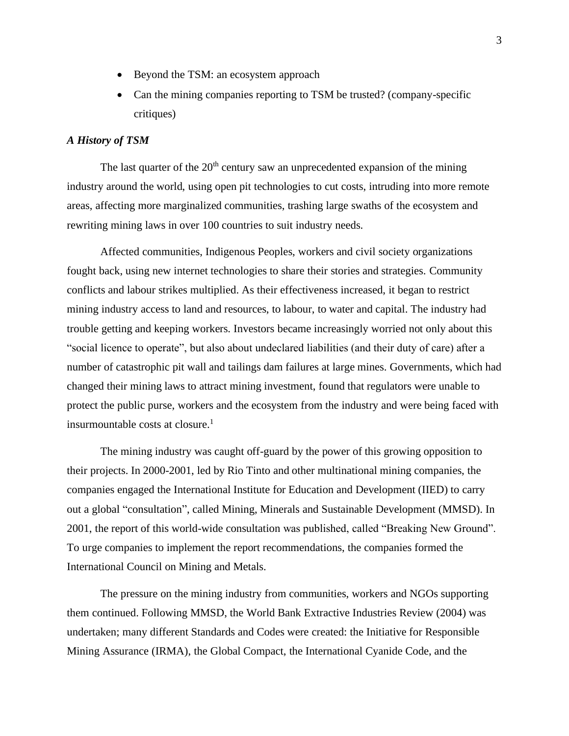- Beyond the TSM: an ecosystem approach
- Can the mining companies reporting to TSM be trusted? (company-specific critiques)

### *A History of TSM*

The last quarter of the 20th century saw an unprecedented expansion of the mining industry around the world, using open pit technologies to cut costs, intruding into more remote areas, affecting more marginalized communities, trashing large swaths of the ecosystem and rewriting mining laws in over 100 countries to suit industry needs.

Affected communities, Indigenous Peoples, workers and civil society organizations fought back, using new internet technologies to share their stories and strategies. Community conflicts and labour strikes multiplied. As their effectiveness increased, it began to restrict mining industry access to land and resources, to labour, to water and capital. The industry had trouble getting and keeping workers. Investors became increasingly worried not only about this "social licence to operate", but also about undeclared liabilities (and their duty of care) after a number of catastrophic pit wall and tailings dam failures at large mines. Governments, which had changed their mining laws to attract mining investment, found that regulators were unable to protect the public purse, workers and the ecosystem from the industry and were being faced with insurmountable costs at closure.[1]

The mining industry was caught off-guard by the power of this growing opposition to their projects. In 2000-2001, led by Rio Tinto and other multinational mining companies, the companies engaged the International Institute for Education and Development (IIED) to carry out a global "consultation", called Mining, Minerals and Sustainable Development (MMSD). In 2001, the report of this world-wide consultation was published, called "Breaking New Ground". To urge companies to implement the report recommendations, the companies formed the International Council on Mining and Metals.

The pressure on the mining industry from communities, workers and NGOs supporting them continued. Following MMSD, the World Bank Extractive Industries Review (2004) was undertaken; many different Standards and Codes were created: the Initiative for Responsible Mining Assurance (IRMA), the Global Compact, the International Cyanide Code, and the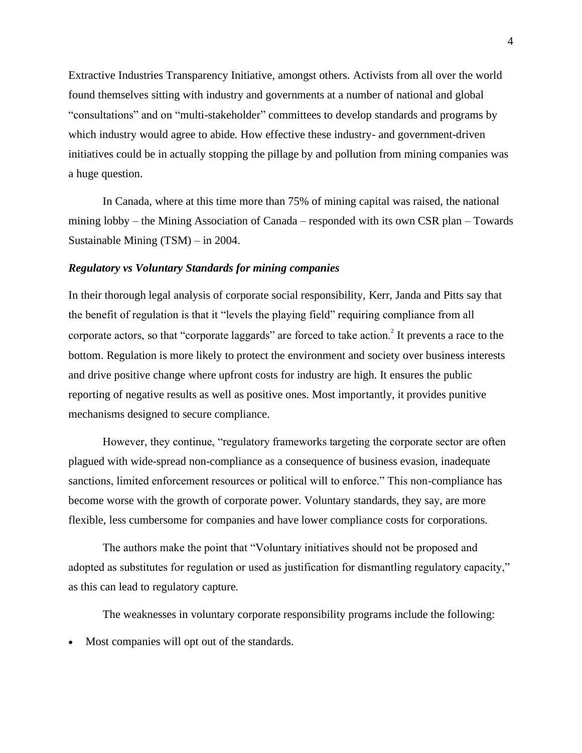Extractive Industries Transparency Initiative, amongst others. Activists from all over the world found themselves sitting with industry and governments at a number of national and global "consultations" and on "multi-stakeholder" committees to develop standards and programs by which industry would agree to abide. How effective these industry- and government-driven initiatives could be in actually stopping the pillage by and pollution from mining companies was a huge question.

In Canada, where at this time more than 75% of mining capital was raised, the national mining lobby – the Mining Association of Canada – responded with its own CSR plan – Towards Sustainable Mining (TSM) – in 2004.

### *Regulatory vs Voluntary Standards for mining companies*

In their thorough legal analysis of corporate social responsibility, Kerr, Janda and Pitts say that the benefit of regulation is that it "levels the playing field" requiring compliance from all corporate actors, so that "corporate laggards" are forced to take action.[2] It prevents a race to the bottom. Regulation is more likely to protect the environment and society over business interests and drive positive change where upfront costs for industry are high. It ensures the public reporting of negative results as well as positive ones. Most importantly, it provides punitive mechanisms designed to secure compliance.

However, they continue, "regulatory frameworks targeting the corporate sector are often plagued with wide-spread non-compliance as a consequence of business evasion, inadequate sanctions, limited enforcement resources or political will to enforce." This non-compliance has become worse with the growth of corporate power. Voluntary standards, they say, are more flexible, less cumbersome for companies and have lower compliance costs for corporations.

The authors make the point that "Voluntary initiatives should not be proposed and adopted as substitutes for regulation or used as justification for dismantling regulatory capacity," as this can lead to regulatory capture.

The weaknesses in voluntary corporate responsibility programs include the following:

- Most companies will opt out of the standards.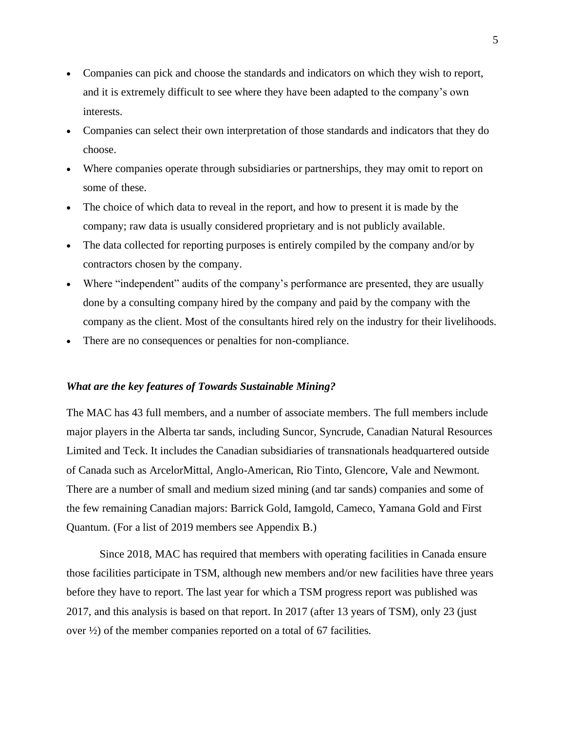- Companies can pick and choose the standards and indicators on which they wish to report, and it is extremely difficult to see where they have been adapted to the company's own interests.
- Companies can select their own interpretation of those standards and indicators that they do choose.
- Where companies operate through subsidiaries or partnerships, they may omit to report on some of these.
- The choice of which data to reveal in the report, and how to present it is made by the company; raw data is usually considered proprietary and is not publicly available.
- The data collected for reporting purposes is entirely compiled by the company and/or by contractors chosen by the company.
- Where "independent" audits of the company's performance are presented, they are usually done by a consulting company hired by the company and paid by the company with the company as the client. Most of the consultants hired rely on the industry for their livelihoods.
- There are no consequences or penalties for non-compliance.

### *What are the key features of Towards Sustainable Mining?*

The MAC has 43 full members, and a number of associate members. The full members include major players in the Alberta tar sands, including Suncor, Syncrude, Canadian Natural Resources Limited and Teck. It includes the Canadian subsidiaries of transnationals headquartered outside of Canada such as ArcelorMittal, Anglo-American, Rio Tinto, Glencore, Vale and Newmont. There are a number of small and medium sized mining (and tar sands) companies and some of the few remaining Canadian majors: Barrick Gold, Iamgold, Cameco, Yamana Gold and First Quantum. (For a list of 2019 members see Appendix B.)

Since 2018, MAC has required that members with operating facilities in Canada ensure those facilities participate in TSM, although new members and/or new facilities have three years before they have to report. The last year for which a TSM progress report was published was 2017, and this analysis is based on that report. In 2017 (after 13 years of TSM), only 23 (just over ½) of the member companies reported on a total of 67 facilities.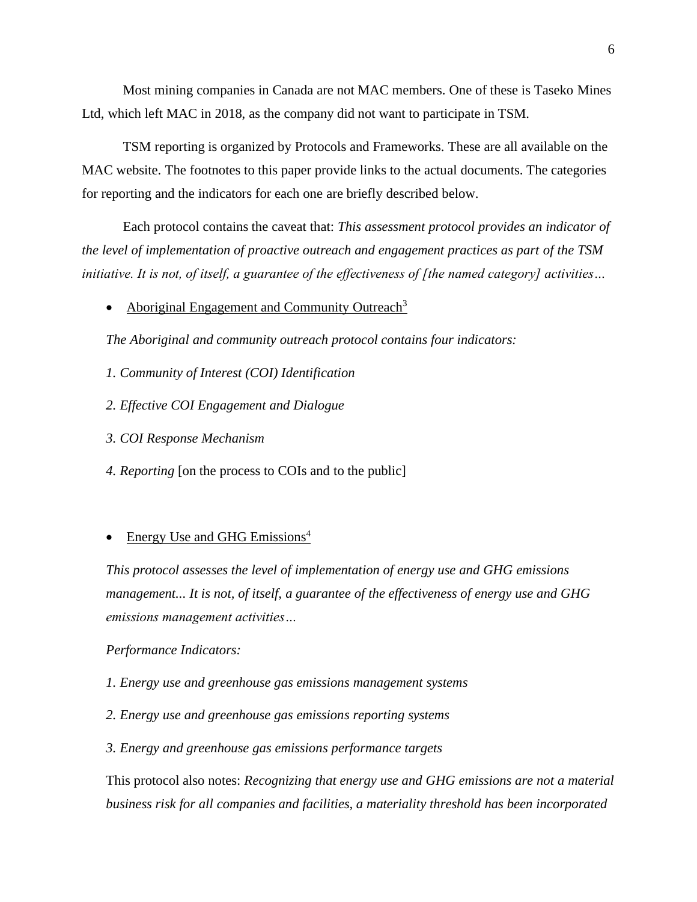Most mining companies in Canada are not MAC members. One of these is Taseko Mines Ltd, which left MAC in 2018, as the company did not want to participate in TSM.

TSM reporting is organized by Protocols and Frameworks. These are all available on the MAC website. The footnotes to this paper provide links to the actual documents. The categories for reporting and the indicators for each one are briefly described below.

Each protocol contains the caveat that: *This assessment protocol provides an indicator of the level of implementation of proactive outreach and engagement practices as part of the TSM initiative. It is not, of itself, a guarantee of the effectiveness of [the named category] activities…*

- Aboriginal Engagement and Community Outreach[3]

  *The Aboriginal and community outreach protocol contains four indicators:*

  *1. Community of Interest (COI) Identification*

  *2. Effective COI Engagement and Dialogue*

  *3. COI Response Mechanism*

  *4. Reporting* [on the process to COIs and to the public]

- Energy Use and GHG Emissions[4]

  *This protocol assesses the level of implementation of energy use and GHG emissions management... It is not, of itself, a guarantee of the effectiveness of energy use and GHG emissions management activities…*

  *Performance Indicators:*

  *1. Energy use and greenhouse gas emissions management systems*

  *2. Energy use and greenhouse gas emissions reporting systems*

  *3. Energy and greenhouse gas emissions performance targets*

  This protocol also notes: *Recognizing that energy use and GHG emissions are not a material business risk for all companies and facilities, a materiality threshold has been incorporated*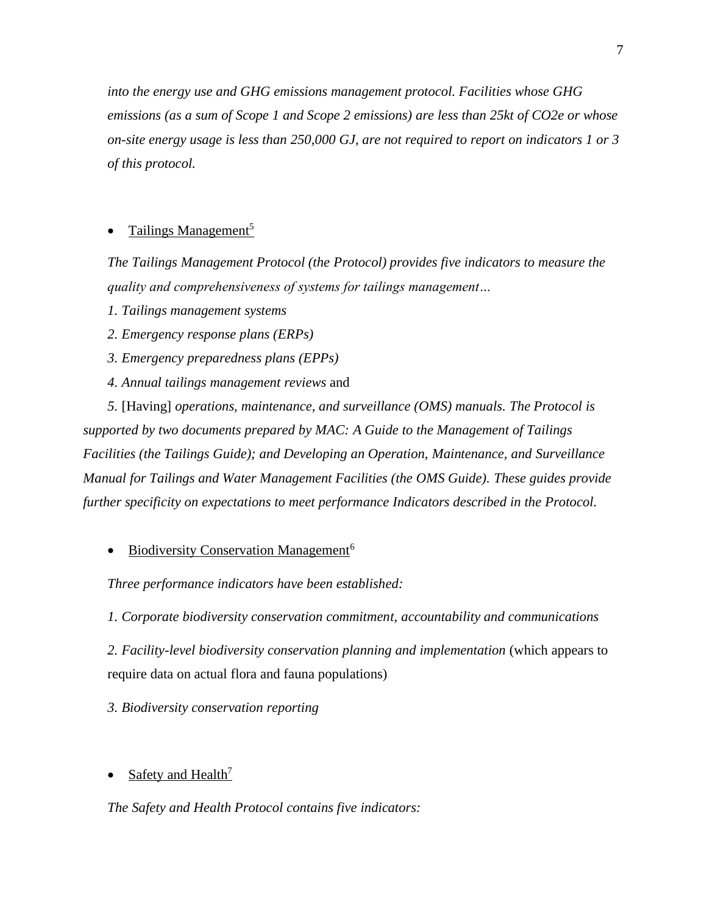*into the energy use and GHG emissions management protocol. Facilities whose GHG emissions (as a sum of Scope 1 and Scope 2 emissions) are less than 25kt of CO2e or whose on-site energy usage is less than 250,000 GJ, are not required to report on indicators 1 or 3 of this protocol.*

- Tailings Management[5]

*The Tailings Management Protocol (the Protocol) provides five indicators to measure the quality and comprehensiveness of systems for tailings management…*

*1. Tailings management systems*

*2. Emergency response plans (ERPs)*

*3. Emergency preparedness plans (EPPs)*

*4. Annual tailings management reviews* and

*5.* [Having] *operations, maintenance, and surveillance (OMS) manuals. The Protocol is supported by two documents prepared by MAC: A Guide to the Management of Tailings Facilities (the Tailings Guide); and Developing an Operation, Maintenance, and Surveillance Manual for Tailings and Water Management Facilities (the OMS Guide). These guides provide further specificity on expectations to meet performance Indicators described in the Protocol.*

- Biodiversity Conservation Management[6]

*Three performance indicators have been established:*

*1. Corporate biodiversity conservation commitment, accountability and communications*

*2. Facility-level biodiversity conservation planning and implementation* (which appears to require data on actual flora and fauna populations)

*3. Biodiversity conservation reporting*

- Safety and Health[7]

*The Safety and Health Protocol contains five indicators:*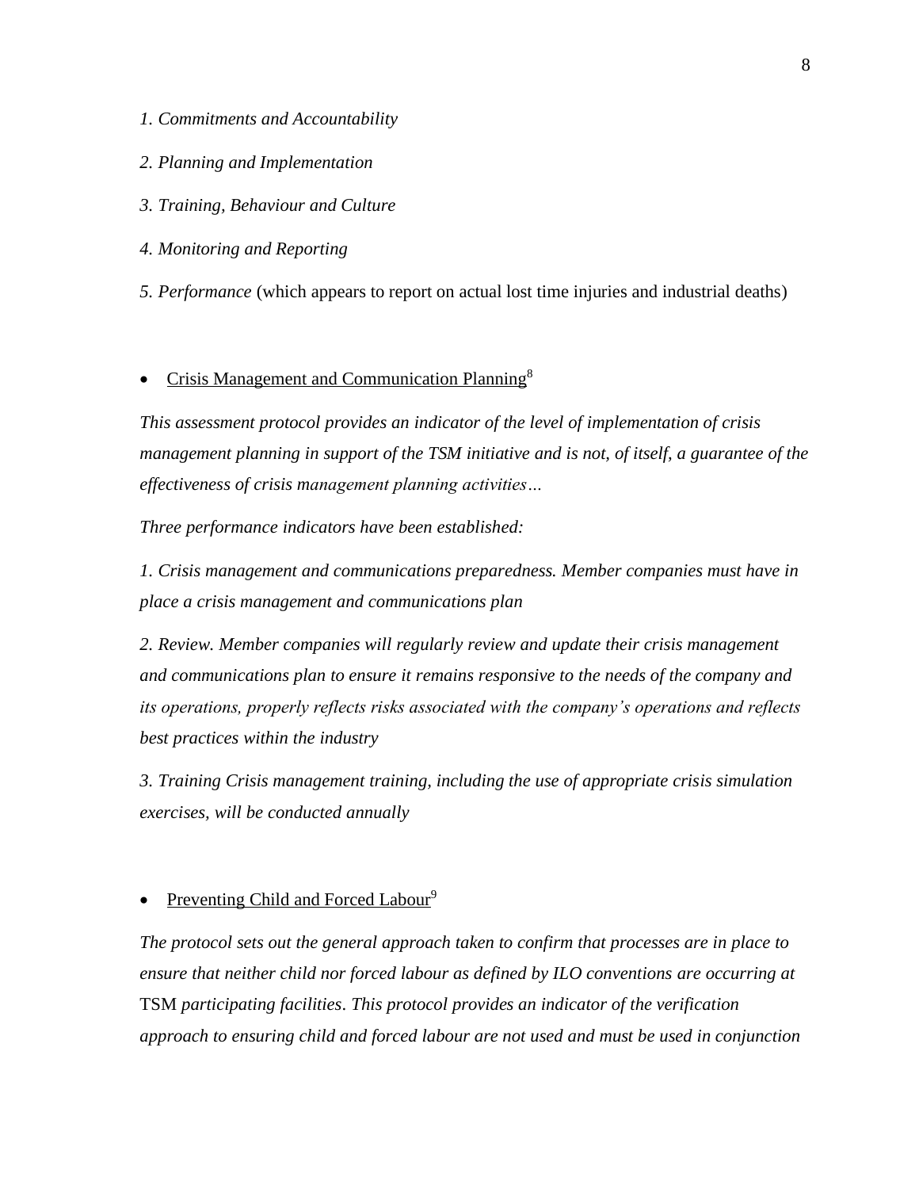*1. Commitments and Accountability*

*2. Planning and Implementation*

*3. Training, Behaviour and Culture*

*4. Monitoring and Reporting*

*5. Performance* (which appears to report on actual lost time injuries and industrial deaths)

- Crisis Management and Communication Planning[8]

*This assessment protocol provides an indicator of the level of implementation of crisis management planning in support of the TSM initiative and is not, of itself, a guarantee of the effectiveness of crisis management planning activities…*

*Three performance indicators have been established:*

*1. Crisis management and communications preparedness. Member companies must have in place a crisis management and communications plan*

*2. Review. Member companies will regularly review and update their crisis management and communications plan to ensure it remains responsive to the needs of the company and its operations, properly reflects risks associated with the company's operations and reflects best practices within the industry*

*3. Training Crisis management training, including the use of appropriate crisis simulation exercises, will be conducted annually*

- Preventing Child and Forced Labour[9]

*The protocol sets out the general approach taken to confirm that processes are in place to ensure that neither child nor forced labour as defined by ILO conventions are occurring at* TSM *participating facilities. This protocol provides an indicator of the verification approach to ensuring child and forced labour are not used and must be used in conjunction*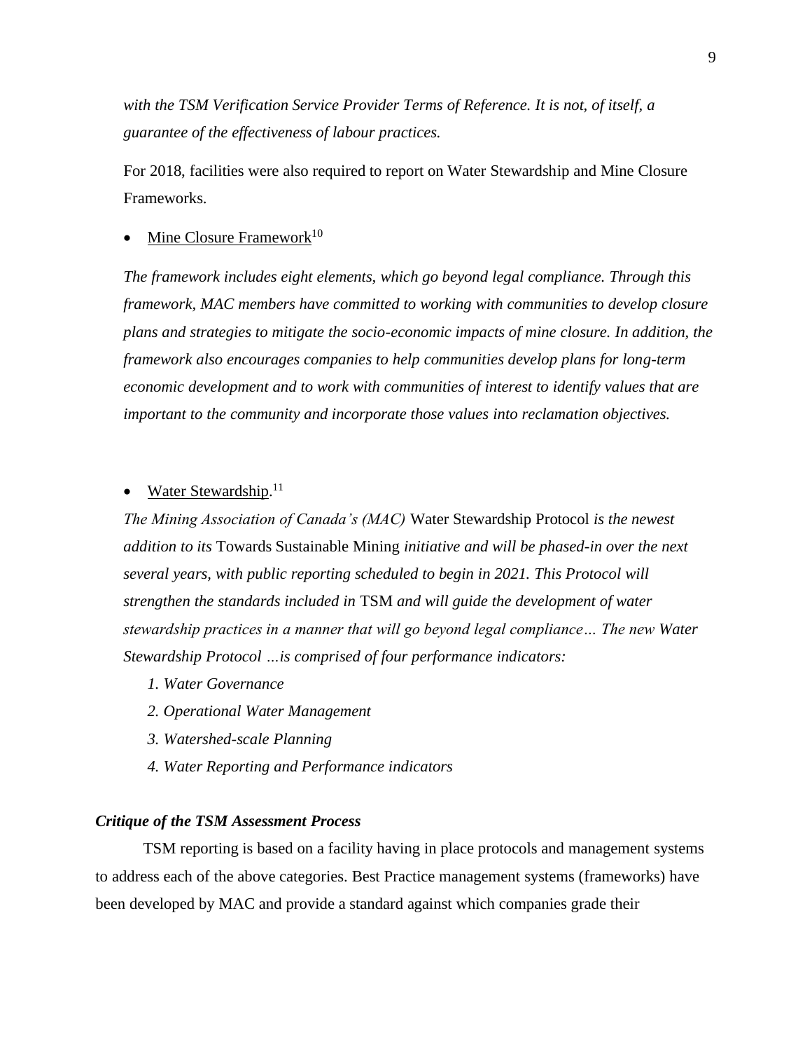*with the TSM Verification Service Provider Terms of Reference. It is not, of itself, a guarantee of the effectiveness of labour practices.*

For 2018, facilities were also required to report on Water Stewardship and Mine Closure Frameworks.

- <u>Mine Closure Framework</u>[10]

*The framework includes eight elements, which go beyond legal compliance. Through this framework, MAC members have committed to working with communities to develop closure plans and strategies to mitigate the socio-economic impacts of mine closure. In addition, the framework also encourages companies to help communities develop plans for long-term economic development and to work with communities of interest to identify values that are important to the community and incorporate those values into reclamation objectives.*

- <u>Water Stewardship</u>.[11]

*The Mining Association of Canada's (MAC)* Water Stewardship Protocol *is the newest addition to its* Towards Sustainable Mining *initiative and will be phased-in over the next several years, with public reporting scheduled to begin in 2021. This Protocol will strengthen the standards included in* TSM *and will guide the development of water stewardship practices in a manner that will go beyond legal compliance… The new Water Stewardship Protocol …is comprised of four performance indicators:*

1. *Water Governance*
2. *Operational Water Management*
3. *Watershed-scale Planning*
4. *Water Reporting and Performance indicators*

### *Critique of the TSM Assessment Process*

TSM reporting is based on a facility having in place protocols and management systems to address each of the above categories. Best Practice management systems (frameworks) have been developed by MAC and provide a standard against which companies grade their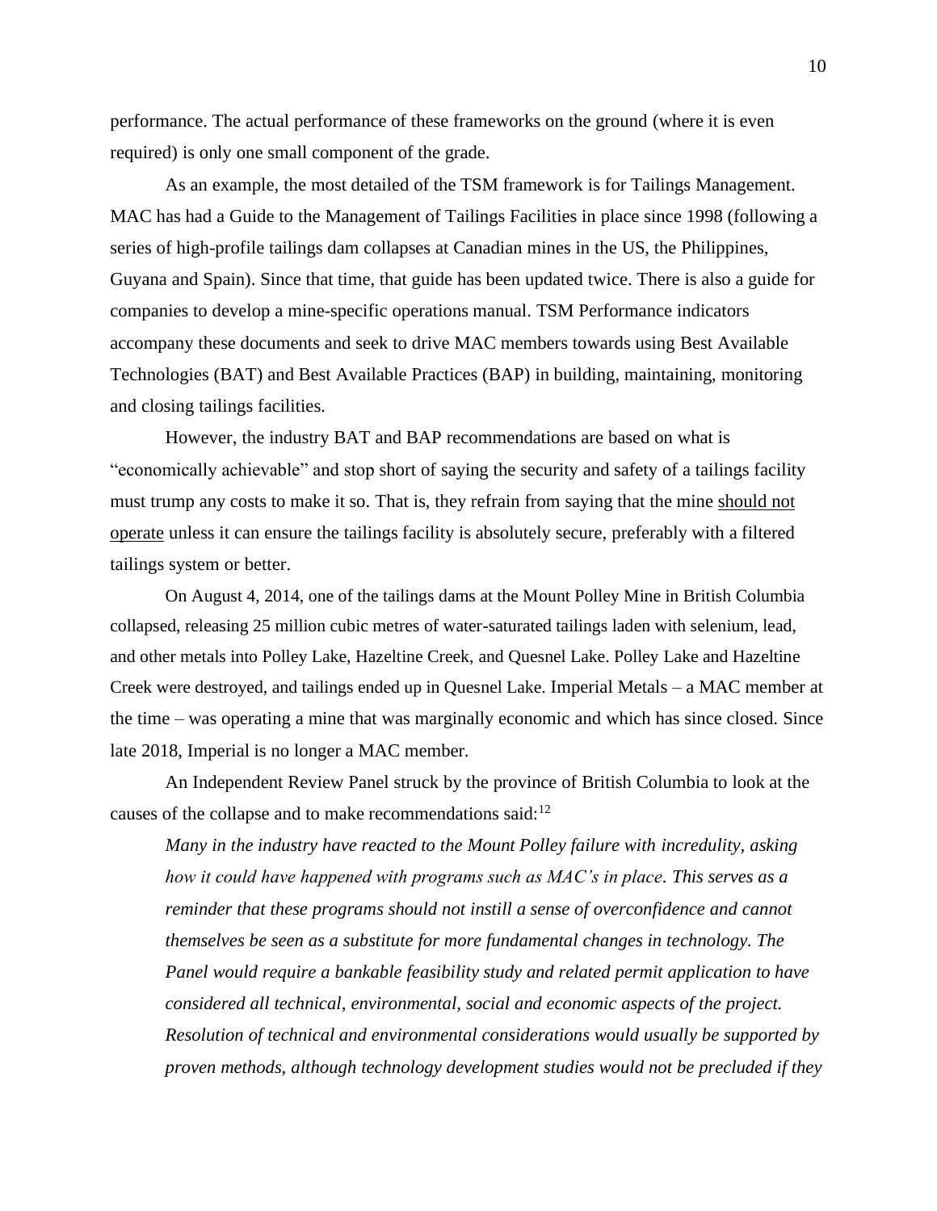performance. The actual performance of these frameworks on the ground (where it is even required) is only one small component of the grade.

As an example, the most detailed of the TSM framework is for Tailings Management. MAC has had a Guide to the Management of Tailings Facilities in place since 1998 (following a series of high-profile tailings dam collapses at Canadian mines in the US, the Philippines, Guyana and Spain). Since that time, that guide has been updated twice. There is also a guide for companies to develop a mine-specific operations manual. TSM Performance indicators accompany these documents and seek to drive MAC members towards using Best Available Technologies (BAT) and Best Available Practices (BAP) in building, maintaining, monitoring and closing tailings facilities.

However, the industry BAT and BAP recommendations are based on what is "economically achievable" and stop short of saying the security and safety of a tailings facility must trump any costs to make it so. That is, they refrain from saying that the mine <u>should not operate</u> unless it can ensure the tailings facility is absolutely secure, preferably with a filtered tailings system or better.

On August 4, 2014, one of the tailings dams at the Mount Polley Mine in British Columbia collapsed, releasing 25 million cubic metres of water-saturated tailings laden with selenium, lead, and other metals into Polley Lake, Hazeltine Creek, and Quesnel Lake. Polley Lake and Hazeltine Creek were destroyed, and tailings ended up in Quesnel Lake. Imperial Metals – a MAC member at the time – was operating a mine that was marginally economic and which has since closed. Since late 2018, Imperial is no longer a MAC member.

An Independent Review Panel struck by the province of British Columbia to look at the causes of the collapse and to make recommendations said:[12]

> *Many in the industry have reacted to the Mount Polley failure with incredulity, asking how it could have happened with programs such as MAC's in place. This serves as a reminder that these programs should not instill a sense of overconfidence and cannot themselves be seen as a substitute for more fundamental changes in technology. The Panel would require a bankable feasibility study and related permit application to have considered all technical, environmental, social and economic aspects of the project. Resolution of technical and environmental considerations would usually be supported by proven methods, although technology development studies would not be precluded if they*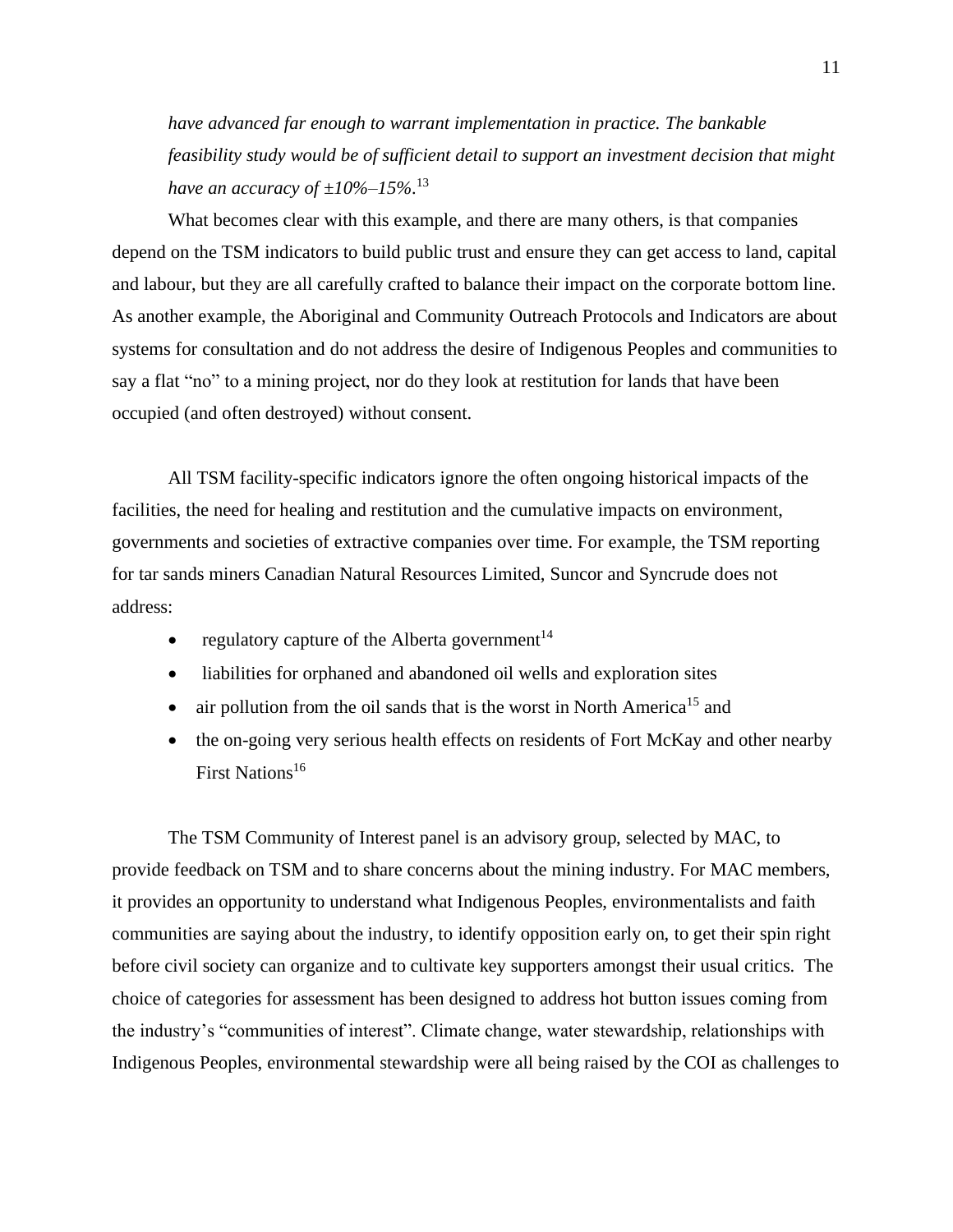*have advanced far enough to warrant implementation in practice. The bankable feasibility study would be of sufficient detail to support an investment decision that might have an accuracy of ±10%–15%.*[13]

What becomes clear with this example, and there are many others, is that companies depend on the TSM indicators to build public trust and ensure they can get access to land, capital and labour, but they are all carefully crafted to balance their impact on the corporate bottom line. As another example, the Aboriginal and Community Outreach Protocols and Indicators are about systems for consultation and do not address the desire of Indigenous Peoples and communities to say a flat "no" to a mining project, nor do they look at restitution for lands that have been occupied (and often destroyed) without consent.

All TSM facility-specific indicators ignore the often ongoing historical impacts of the facilities, the need for healing and restitution and the cumulative impacts on environment, governments and societies of extractive companies over time. For example, the TSM reporting for tar sands miners Canadian Natural Resources Limited, Suncor and Syncrude does not address:

- regulatory capture of the Alberta government[14]
- liabilities for orphaned and abandoned oil wells and exploration sites
- air pollution from the oil sands that is the worst in North America[15] and
- the on-going very serious health effects on residents of Fort McKay and other nearby First Nations[16]

The TSM Community of Interest panel is an advisory group, selected by MAC, to provide feedback on TSM and to share concerns about the mining industry. For MAC members, it provides an opportunity to understand what Indigenous Peoples, environmentalists and faith communities are saying about the industry, to identify opposition early on, to get their spin right before civil society can organize and to cultivate key supporters amongst their usual critics. The choice of categories for assessment has been designed to address hot button issues coming from the industry's "communities of interest". Climate change, water stewardship, relationships with Indigenous Peoples, environmental stewardship were all being raised by the COI as challenges to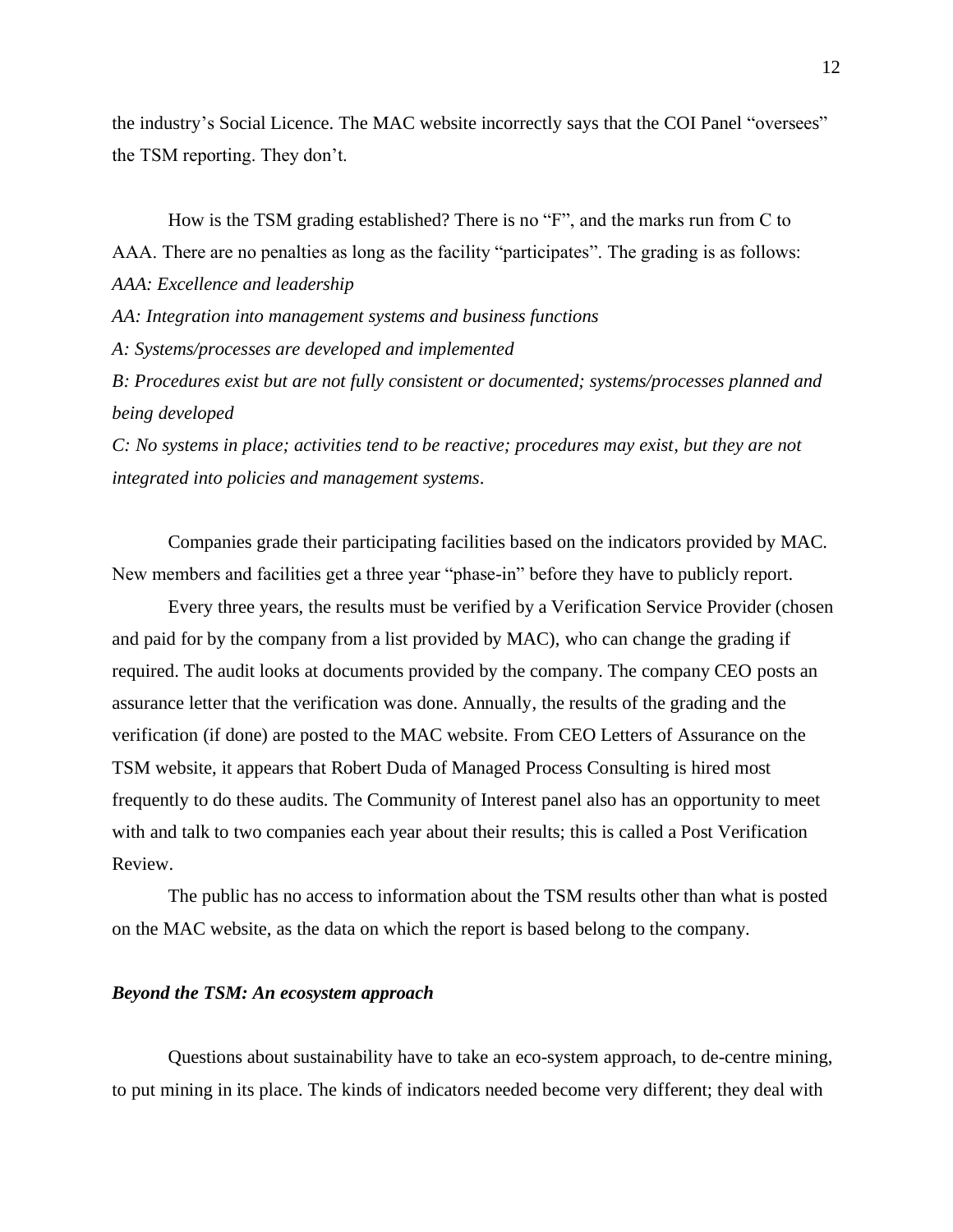the industry's Social Licence. The MAC website incorrectly says that the COI Panel "oversees" the TSM reporting. They don't.

How is the TSM grading established? There is no "F", and the marks run from C to AAA. There are no penalties as long as the facility "participates". The grading is as follows:

*AAA: Excellence and leadership*

*AA: Integration into management systems and business functions*

*A: Systems/processes are developed and implemented*

*B: Procedures exist but are not fully consistent or documented; systems/processes planned and being developed*

*C: No systems in place; activities tend to be reactive; procedures may exist, but they are not integrated into policies and management systems*.

Companies grade their participating facilities based on the indicators provided by MAC. New members and facilities get a three year "phase-in" before they have to publicly report.

Every three years, the results must be verified by a Verification Service Provider (chosen and paid for by the company from a list provided by MAC), who can change the grading if required. The audit looks at documents provided by the company. The company CEO posts an assurance letter that the verification was done. Annually, the results of the grading and the verification (if done) are posted to the MAC website. From CEO Letters of Assurance on the TSM website, it appears that Robert Duda of Managed Process Consulting is hired most frequently to do these audits. The Community of Interest panel also has an opportunity to meet with and talk to two companies each year about their results; this is called a Post Verification Review.

The public has no access to information about the TSM results other than what is posted on the MAC website, as the data on which the report is based belong to the company.

### *Beyond the TSM: An ecosystem approach*

Questions about sustainability have to take an eco-system approach, to de-centre mining, to put mining in its place. The kinds of indicators needed become very different; they deal with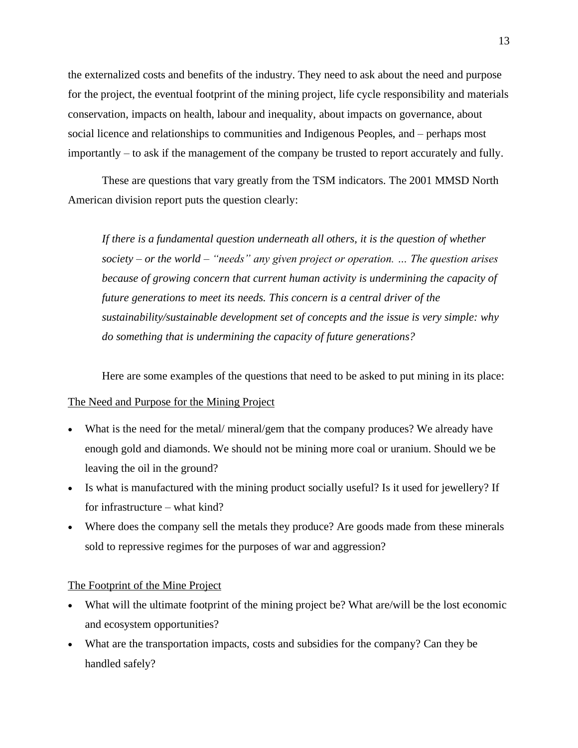the externalized costs and benefits of the industry. They need to ask about the need and purpose for the project, the eventual footprint of the mining project, life cycle responsibility and materials conservation, impacts on health, labour and inequality, about impacts on governance, about social licence and relationships to communities and Indigenous Peoples, and – perhaps most importantly – to ask if the management of the company be trusted to report accurately and fully.

These are questions that vary greatly from the TSM indicators. The 2001 MMSD North American division report puts the question clearly:

> *If there is a fundamental question underneath all others, it is the question of whether society – or the world – "needs" any given project or operation. … The question arises because of growing concern that current human activity is undermining the capacity of future generations to meet its needs. This concern is a central driver of the sustainability/sustainable development set of concepts and the issue is very simple: why do something that is undermining the capacity of future generations?*

Here are some examples of the questions that need to be asked to put mining in its place:

<u>The Need and Purpose for the Mining Project</u>

- What is the need for the metal/ mineral/gem that the company produces? We already have enough gold and diamonds. We should not be mining more coal or uranium. Should we be leaving the oil in the ground?
- Is what is manufactured with the mining product socially useful? Is it used for jewellery? If for infrastructure – what kind?
- Where does the company sell the metals they produce? Are goods made from these minerals sold to repressive regimes for the purposes of war and aggression?

<u>The Footprint of the Mine Project</u>

- What will the ultimate footprint of the mining project be? What are/will be the lost economic and ecosystem opportunities?
- What are the transportation impacts, costs and subsidies for the company? Can they be handled safely?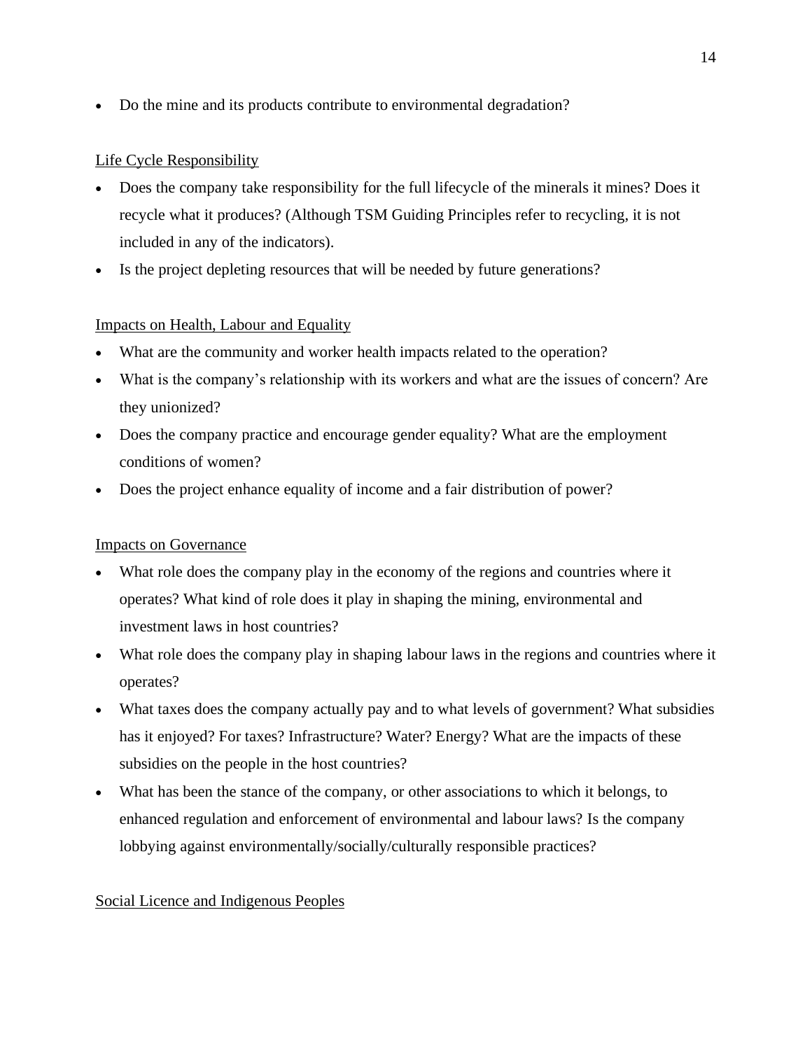- Do the mine and its products contribute to environmental degradation?

<u>Life Cycle Responsibility</u>

- Does the company take responsibility for the full lifecycle of the minerals it mines? Does it recycle what it produces? (Although TSM Guiding Principles refer to recycling, it is not included in any of the indicators).
- Is the project depleting resources that will be needed by future generations?

<u>Impacts on Health, Labour and Equality</u>

- What are the community and worker health impacts related to the operation?
- What is the company's relationship with its workers and what are the issues of concern? Are they unionized?
- Does the company practice and encourage gender equality? What are the employment conditions of women?
- Does the project enhance equality of income and a fair distribution of power?

<u>Impacts on Governance</u>

- What role does the company play in the economy of the regions and countries where it operates? What kind of role does it play in shaping the mining, environmental and investment laws in host countries?
- What role does the company play in shaping labour laws in the regions and countries where it operates?
- What taxes does the company actually pay and to what levels of government? What subsidies has it enjoyed? For taxes? Infrastructure? Water? Energy? What are the impacts of these subsidies on the people in the host countries?
- What has been the stance of the company, or other associations to which it belongs, to enhanced regulation and enforcement of environmental and labour laws? Is the company lobbying against environmentally/socially/culturally responsible practices?

<u>Social Licence and Indigenous Peoples</u>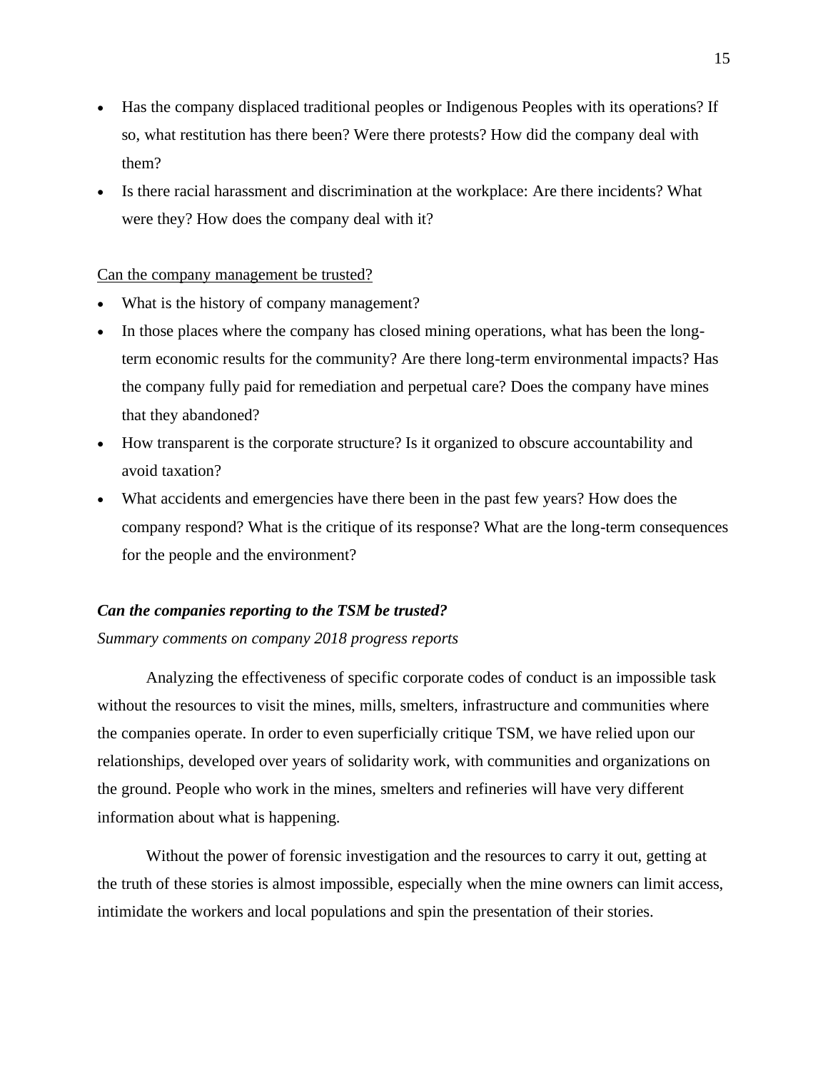- Has the company displaced traditional peoples or Indigenous Peoples with its operations? If so, what restitution has there been? Were there protests? How did the company deal with them?
- Is there racial harassment and discrimination at the workplace: Are there incidents? What were they? How does the company deal with it?

<u>Can the company management be trusted?</u>

- What is the history of company management?
- In those places where the company has closed mining operations, what has been the long-term economic results for the community? Are there long-term environmental impacts? Has the company fully paid for remediation and perpetual care? Does the company have mines that they abandoned?
- How transparent is the corporate structure? Is it organized to obscure accountability and avoid taxation?
- What accidents and emergencies have there been in the past few years? How does the company respond? What is the critique of its response? What are the long-term consequences for the people and the environment?

***Can the companies reporting to the TSM be trusted?***

*Summary comments on company 2018 progress reports*

Analyzing the effectiveness of specific corporate codes of conduct is an impossible task without the resources to visit the mines, mills, smelters, infrastructure and communities where the companies operate. In order to even superficially critique TSM, we have relied upon our relationships, developed over years of solidarity work, with communities and organizations on the ground. People who work in the mines, smelters and refineries will have very different information about what is happening.

Without the power of forensic investigation and the resources to carry it out, getting at the truth of these stories is almost impossible, especially when the mine owners can limit access, intimidate the workers and local populations and spin the presentation of their stories.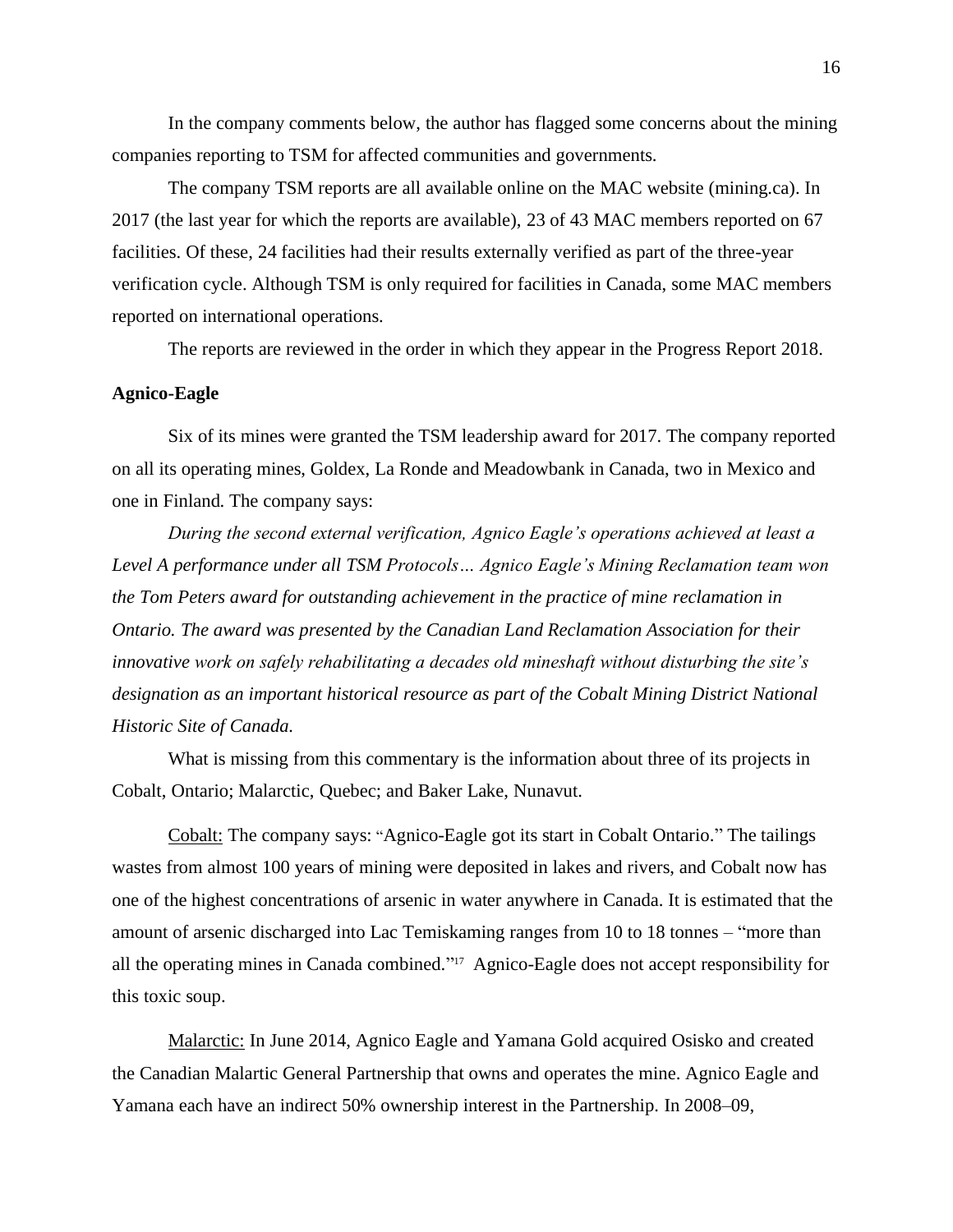In the company comments below, the author has flagged some concerns about the mining companies reporting to TSM for affected communities and governments.

The company TSM reports are all available online on the MAC website (mining.ca). In 2017 (the last year for which the reports are available), 23 of 43 MAC members reported on 67 facilities. Of these, 24 facilities had their results externally verified as part of the three-year verification cycle. Although TSM is only required for facilities in Canada, some MAC members reported on international operations.

The reports are reviewed in the order in which they appear in the Progress Report 2018.

**Agnico-Eagle**

Six of its mines were granted the TSM leadership award for 2017. The company reported on all its operating mines, Goldex, La Ronde and Meadowbank in Canada, two in Mexico and one in Finland. The company says:

*During the second external verification, Agnico Eagle's operations achieved at least a Level A performance under all TSM Protocols… Agnico Eagle's Mining Reclamation team won the Tom Peters award for outstanding achievement in the practice of mine reclamation in Ontario. The award was presented by the Canadian Land Reclamation Association for their innovative work on safely rehabilitating a decades old mineshaft without disturbing the site's designation as an important historical resource as part of the Cobalt Mining District National Historic Site of Canada.*

What is missing from this commentary is the information about three of its projects in Cobalt, Ontario; Malarctic, Quebec; and Baker Lake, Nunavut.

Cobalt: The company says: "Agnico-Eagle got its start in Cobalt Ontario." The tailings wastes from almost 100 years of mining were deposited in lakes and rivers, and Cobalt now has one of the highest concentrations of arsenic in water anywhere in Canada. It is estimated that the amount of arsenic discharged into Lac Temiskaming ranges from 10 to 18 tonnes – "more than all the operating mines in Canada combined."[17] Agnico-Eagle does not accept responsibility for this toxic soup.

Malarctic: In June 2014, Agnico Eagle and Yamana Gold acquired Osisko and created the Canadian Malartic General Partnership that owns and operates the mine. Agnico Eagle and Yamana each have an indirect 50% ownership interest in the Partnership. In 2008–09,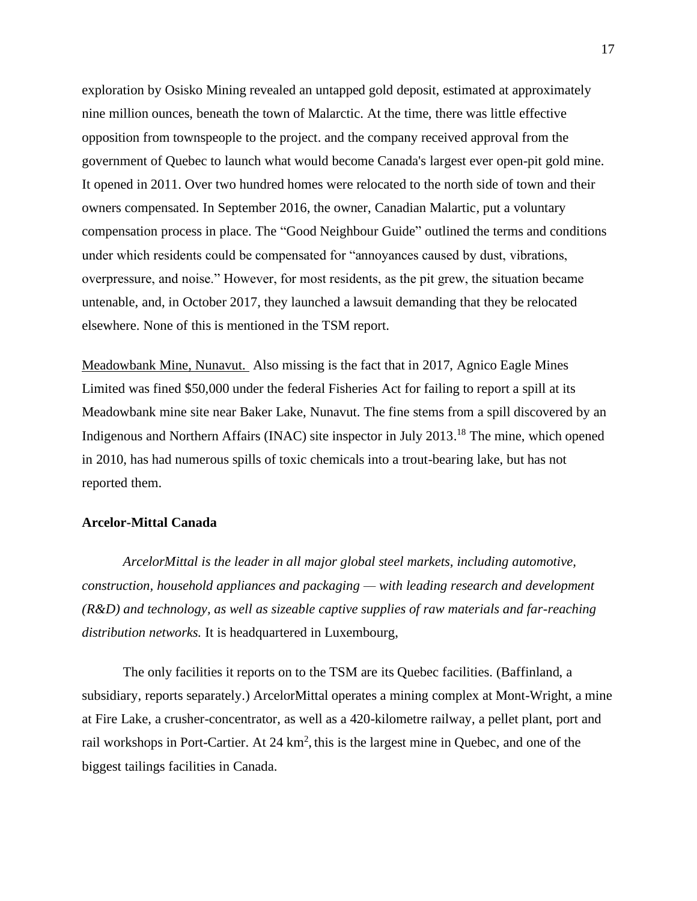exploration by Osisko Mining revealed an untapped gold deposit, estimated at approximately nine million ounces, beneath the town of Malarctic. At the time, there was little effective opposition from townspeople to the project. and the company received approval from the government of Quebec to launch what would become Canada's largest ever open-pit gold mine. It opened in 2011. Over two hundred homes were relocated to the north side of town and their owners compensated. In September 2016, the owner, Canadian Malartic, put a voluntary compensation process in place. The "Good Neighbour Guide" outlined the terms and conditions under which residents could be compensated for "annoyances caused by dust, vibrations, overpressure, and noise." However, for most residents, as the pit grew, the situation became untenable, and, in October 2017, they launched a lawsuit demanding that they be relocated elsewhere. None of this is mentioned in the TSM report.

<u>Meadowbank Mine, Nunavut.</u> Also missing is the fact that in 2017, Agnico Eagle Mines Limited was fined $50,000 under the federal Fisheries Act for failing to report a spill at its Meadowbank mine site near Baker Lake, Nunavut. The fine stems from a spill discovered by an Indigenous and Northern Affairs (INAC) site inspector in July 2013.[18] The mine, which opened in 2010, has had numerous spills of toxic chemicals into a trout-bearing lake, but has not reported them.

**Arcelor-Mittal Canada**

*ArcelorMittal is the leader in all major global steel markets, including automotive, construction, household appliances and packaging — with leading research and development (R&D) and technology, as well as sizeable captive supplies of raw materials and far-reaching distribution networks.* It is headquartered in Luxembourg,

The only facilities it reports on to the TSM are its Quebec facilities. (Baffinland, a subsidiary, reports separately.) ArcelorMittal operates a mining complex at Mont-Wright, a mine at Fire Lake, a crusher-concentrator, as well as a 420-kilometre railway, a pellet plant, port and rail workshops in Port-Cartier. At 24 $km^2$, this is the largest mine in Quebec, and one of the biggest tailings facilities in Canada.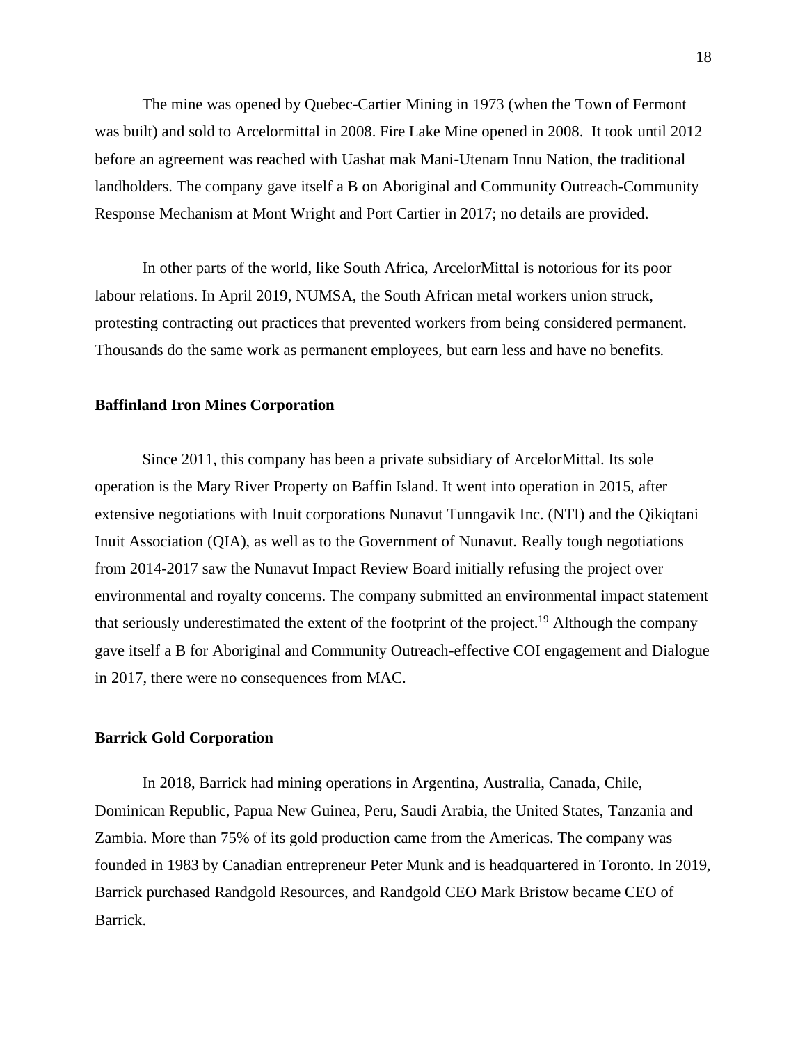The mine was opened by Quebec-Cartier Mining in 1973 (when the Town of Fermont was built) and sold to Arcelormittal in 2008. Fire Lake Mine opened in 2008. It took until 2012 before an agreement was reached with Uashat mak Mani-Utenam Innu Nation, the traditional landholders. The company gave itself a B on Aboriginal and Community Outreach-Community Response Mechanism at Mont Wright and Port Cartier in 2017; no details are provided.

In other parts of the world, like South Africa, ArcelorMittal is notorious for its poor labour relations. In April 2019, NUMSA, the South African metal workers union struck, protesting contracting out practices that prevented workers from being considered permanent. Thousands do the same work as permanent employees, but earn less and have no benefits.

**Baffinland Iron Mines Corporation**

Since 2011, this company has been a private subsidiary of ArcelorMittal. Its sole operation is the Mary River Property on Baffin Island. It went into operation in 2015, after extensive negotiations with Inuit corporations Nunavut Tunngavik Inc. (NTI) and the Qikiqtani Inuit Association (QIA), as well as to the Government of Nunavut. Really tough negotiations from 2014-2017 saw the Nunavut Impact Review Board initially refusing the project over environmental and royalty concerns. The company submitted an environmental impact statement that seriously underestimated the extent of the footprint of the project.[19] Although the company gave itself a B for Aboriginal and Community Outreach-effective COI engagement and Dialogue in 2017, there were no consequences from MAC.

**Barrick Gold Corporation**

In 2018, Barrick had mining operations in Argentina, Australia, Canada, Chile, Dominican Republic, Papua New Guinea, Peru, Saudi Arabia, the United States, Tanzania and Zambia. More than 75% of its gold production came from the Americas. The company was founded in 1983 by Canadian entrepreneur Peter Munk and is headquartered in Toronto. In 2019, Barrick purchased Randgold Resources, and Randgold CEO Mark Bristow became CEO of Barrick.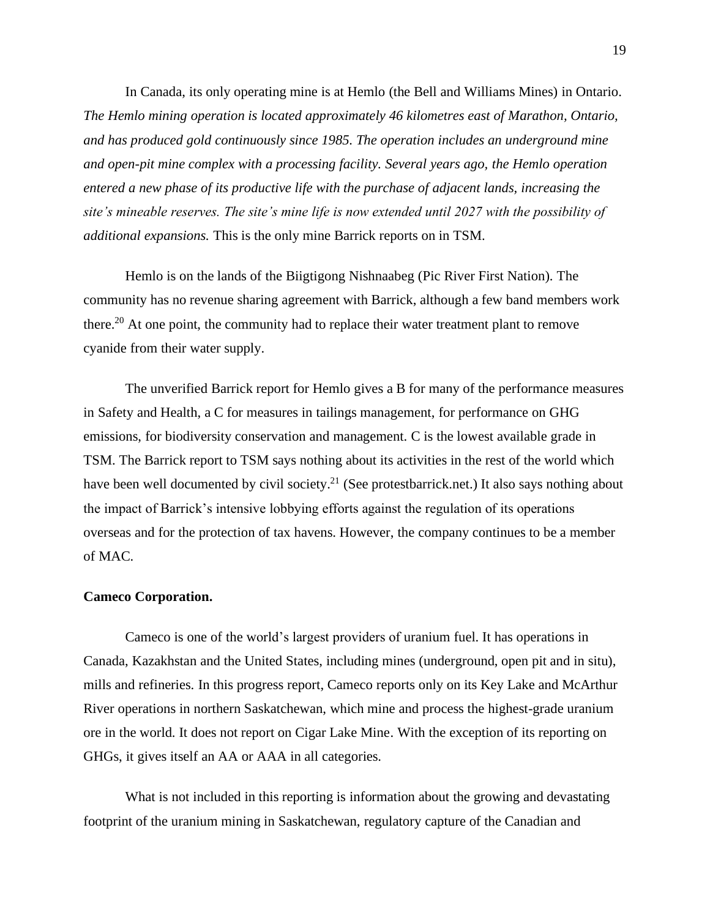In Canada, its only operating mine is at Hemlo (the Bell and Williams Mines) in Ontario. *The Hemlo mining operation is located approximately 46 kilometres east of Marathon, Ontario, and has produced gold continuously since 1985. The operation includes an underground mine and open-pit mine complex with a processing facility. Several years ago, the Hemlo operation entered a new phase of its productive life with the purchase of adjacent lands, increasing the site's mineable reserves. The site's mine life is now extended until 2027 with the possibility of additional expansions.* This is the only mine Barrick reports on in TSM.

Hemlo is on the lands of the Biigtigong Nishnaabeg (Pic River First Nation). The community has no revenue sharing agreement with Barrick, although a few band members work there.[20] At one point, the community had to replace their water treatment plant to remove cyanide from their water supply.

The unverified Barrick report for Hemlo gives a B for many of the performance measures in Safety and Health, a C for measures in tailings management, for performance on GHG emissions, for biodiversity conservation and management. C is the lowest available grade in TSM. The Barrick report to TSM says nothing about its activities in the rest of the world which have been well documented by civil society.[21] (See protestbarrick.net.) It also says nothing about the impact of Barrick's intensive lobbying efforts against the regulation of its operations overseas and for the protection of tax havens. However, the company continues to be a member of MAC.

**Cameco Corporation.**

Cameco is one of the world's largest providers of uranium fuel. It has operations in Canada, Kazakhstan and the United States, including mines (underground, open pit and in situ), mills and refineries. In this progress report, Cameco reports only on its Key Lake and McArthur River operations in northern Saskatchewan, which mine and process the highest-grade uranium ore in the world. It does not report on Cigar Lake Mine. With the exception of its reporting on GHGs, it gives itself an AA or AAA in all categories.

What is not included in this reporting is information about the growing and devastating footprint of the uranium mining in Saskatchewan, regulatory capture of the Canadian and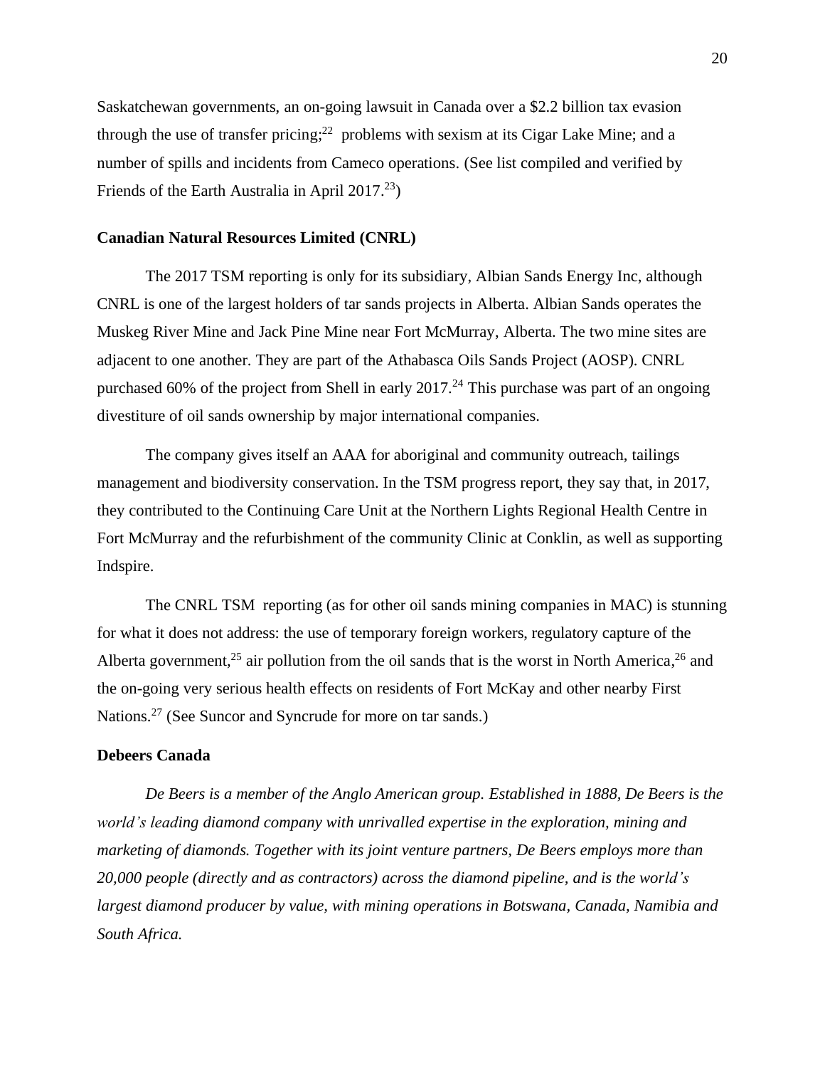Saskatchewan governments, an on-going lawsuit in Canada over a $2.2 billion tax evasion through the use of transfer pricing;[22] problems with sexism at its Cigar Lake Mine; and a number of spills and incidents from Cameco operations. (See list compiled and verified by Friends of the Earth Australia in April 2017.[23])

**Canadian Natural Resources Limited (CNRL)**

The 2017 TSM reporting is only for its subsidiary, Albian Sands Energy Inc, although CNRL is one of the largest holders of tar sands projects in Alberta. Albian Sands operates the Muskeg River Mine and Jack Pine Mine near Fort McMurray, Alberta. The two mine sites are adjacent to one another. They are part of the Athabasca Oils Sands Project (AOSP). CNRL purchased 60% of the project from Shell in early 2017.[24] This purchase was part of an ongoing divestiture of oil sands ownership by major international companies.

The company gives itself an AAA for aboriginal and community outreach, tailings management and biodiversity conservation. In the TSM progress report, they say that, in 2017, they contributed to the Continuing Care Unit at the Northern Lights Regional Health Centre in Fort McMurray and the refurbishment of the community Clinic at Conklin, as well as supporting Indspire.

The CNRL TSM reporting (as for other oil sands mining companies in MAC) is stunning for what it does not address: the use of temporary foreign workers, regulatory capture of the Alberta government,[25] air pollution from the oil sands that is the worst in North America,[26] and the on-going very serious health effects on residents of Fort McKay and other nearby First Nations.[27] (See Suncor and Syncrude for more on tar sands.)

**Debeers Canada**

*De Beers is a member of the Anglo American group. Established in 1888, De Beers is the world's leading diamond company with unrivalled expertise in the exploration, mining and marketing of diamonds. Together with its joint venture partners, De Beers employs more than 20,000 people (directly and as contractors) across the diamond pipeline, and is the world's largest diamond producer by value, with mining operations in Botswana, Canada, Namibia and South Africa.*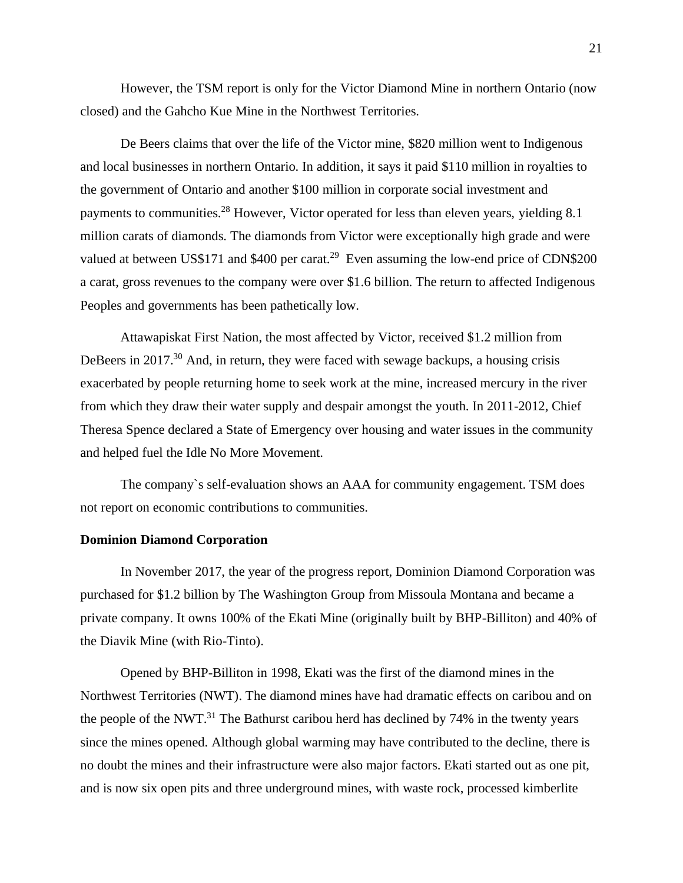However, the TSM report is only for the Victor Diamond Mine in northern Ontario (now closed) and the Gahcho Kue Mine in the Northwest Territories.

De Beers claims that over the life of the Victor mine, $820 million went to Indigenous and local businesses in northern Ontario. In addition, it says it paid $110 million in royalties to the government of Ontario and another $100 million in corporate social investment and payments to communities.[28] However, Victor operated for less than eleven years, yielding 8.1 million carats of diamonds. The diamonds from Victor were exceptionally high grade and were valued at between US$171 and $400 per carat.[29] Even assuming the low-end price of CDN$200 a carat, gross revenues to the company were over $1.6 billion. The return to affected Indigenous Peoples and governments has been pathetically low.

Attawapiskat First Nation, the most affected by Victor, received $1.2 million from DeBeers in 2017.[30] And, in return, they were faced with sewage backups, a housing crisis exacerbated by people returning home to seek work at the mine, increased mercury in the river from which they draw their water supply and despair amongst the youth. In 2011-2012, Chief Theresa Spence declared a State of Emergency over housing and water issues in the community and helped fuel the Idle No More Movement.

The company`s self-evaluation shows an AAA for community engagement. TSM does not report on economic contributions to communities.

**Dominion Diamond Corporation**

In November 2017, the year of the progress report, Dominion Diamond Corporation was purchased for $1.2 billion by The Washington Group from Missoula Montana and became a private company. It owns 100% of the Ekati Mine (originally built by BHP-Billiton) and 40% of the Diavik Mine (with Rio-Tinto).

Opened by BHP-Billiton in 1998, Ekati was the first of the diamond mines in the Northwest Territories (NWT). The diamond mines have had dramatic effects on caribou and on the people of the NWT.[31] The Bathurst caribou herd has declined by 74% in the twenty years since the mines opened. Although global warming may have contributed to the decline, there is no doubt the mines and their infrastructure were also major factors. Ekati started out as one pit, and is now six open pits and three underground mines, with waste rock, processed kimberlite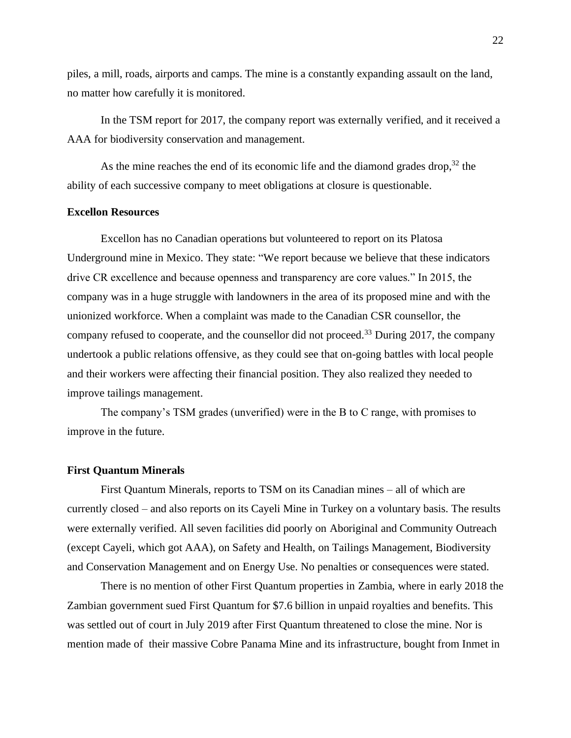piles, a mill, roads, airports and camps. The mine is a constantly expanding assault on the land, no matter how carefully it is monitored.

In the TSM report for 2017, the company report was externally verified, and it received a AAA for biodiversity conservation and management.

As the mine reaches the end of its economic life and the diamond grades drop,[32] the ability of each successive company to meet obligations at closure is questionable.

**Excellon Resources**

Excellon has no Canadian operations but volunteered to report on its Platosa Underground mine in Mexico. They state: "We report because we believe that these indicators drive CR excellence and because openness and transparency are core values." In 2015, the company was in a huge struggle with landowners in the area of its proposed mine and with the unionized workforce. When a complaint was made to the Canadian CSR counsellor, the company refused to cooperate, and the counsellor did not proceed.[33] During 2017, the company undertook a public relations offensive, as they could see that on-going battles with local people and their workers were affecting their financial position. They also realized they needed to improve tailings management.

The company's TSM grades (unverified) were in the B to C range, with promises to improve in the future.

**First Quantum Minerals**

First Quantum Minerals, reports to TSM on its Canadian mines – all of which are currently closed – and also reports on its Cayeli Mine in Turkey on a voluntary basis. The results were externally verified. All seven facilities did poorly on Aboriginal and Community Outreach (except Cayeli, which got AAA), on Safety and Health, on Tailings Management, Biodiversity and Conservation Management and on Energy Use. No penalties or consequences were stated.

There is no mention of other First Quantum properties in Zambia, where in early 2018 the Zambian government sued First Quantum for $7.6 billion in unpaid royalties and benefits. This was settled out of court in July 2019 after First Quantum threatened to close the mine. Nor is mention made of their massive Cobre Panama Mine and its infrastructure, bought from Inmet in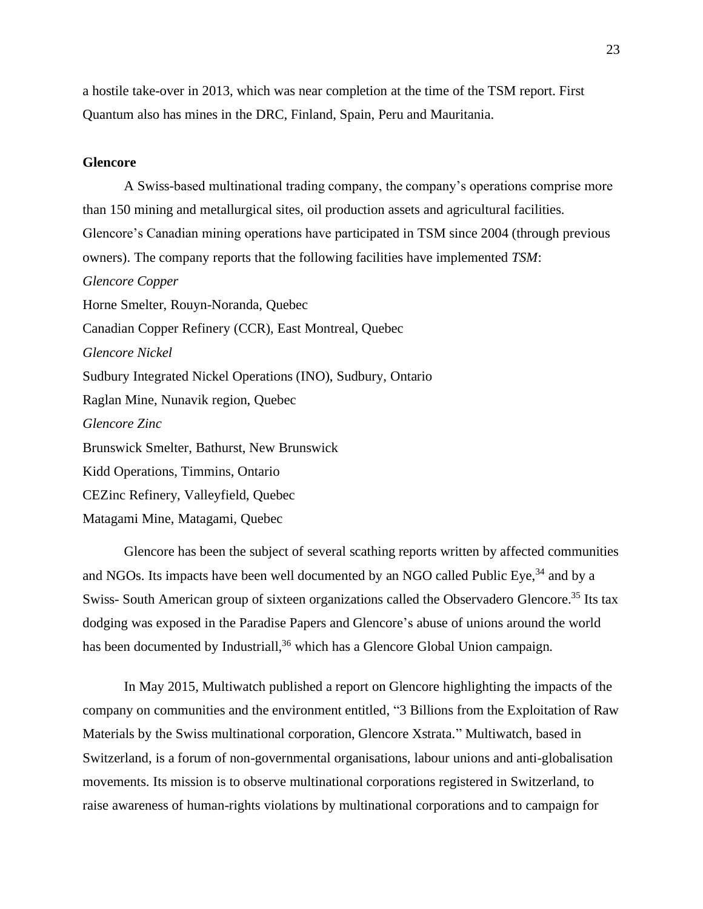a hostile take-over in 2013, which was near completion at the time of the TSM report. First Quantum also has mines in the DRC, Finland, Spain, Peru and Mauritania.

**Glencore**

A Swiss-based multinational trading company, the company's operations comprise more than 150 mining and metallurgical sites, oil production assets and agricultural facilities. Glencore's Canadian mining operations have participated in TSM since 2004 (through previous owners). The company reports that the following facilities have implemented *TSM*:

*Glencore Copper*

Horne Smelter, Rouyn-Noranda, Quebec

Canadian Copper Refinery (CCR), East Montreal, Quebec

*Glencore Nickel*

Sudbury Integrated Nickel Operations (INO), Sudbury, Ontario

Raglan Mine, Nunavik region, Quebec

*Glencore Zinc*

Brunswick Smelter, Bathurst, New Brunswick

Kidd Operations, Timmins, Ontario

CEZinc Refinery, Valleyfield, Quebec

Matagami Mine, Matagami, Quebec

Glencore has been the subject of several scathing reports written by affected communities and NGOs. Its impacts have been well documented by an NGO called Public Eye,[34] and by a Swiss- South American group of sixteen organizations called the Observadero Glencore.[35] Its tax dodging was exposed in the Paradise Papers and Glencore's abuse of unions around the world has been documented by Industriall,[36] which has a Glencore Global Union campaign.

In May 2015, Multiwatch published a report on Glencore highlighting the impacts of the company on communities and the environment entitled, "3 Billions from the Exploitation of Raw Materials by the Swiss multinational corporation, Glencore Xstrata." Multiwatch, based in Switzerland, is a forum of non-governmental organisations, labour unions and anti-globalisation movements. Its mission is to observe multinational corporations registered in Switzerland, to raise awareness of human-rights violations by multinational corporations and to campaign for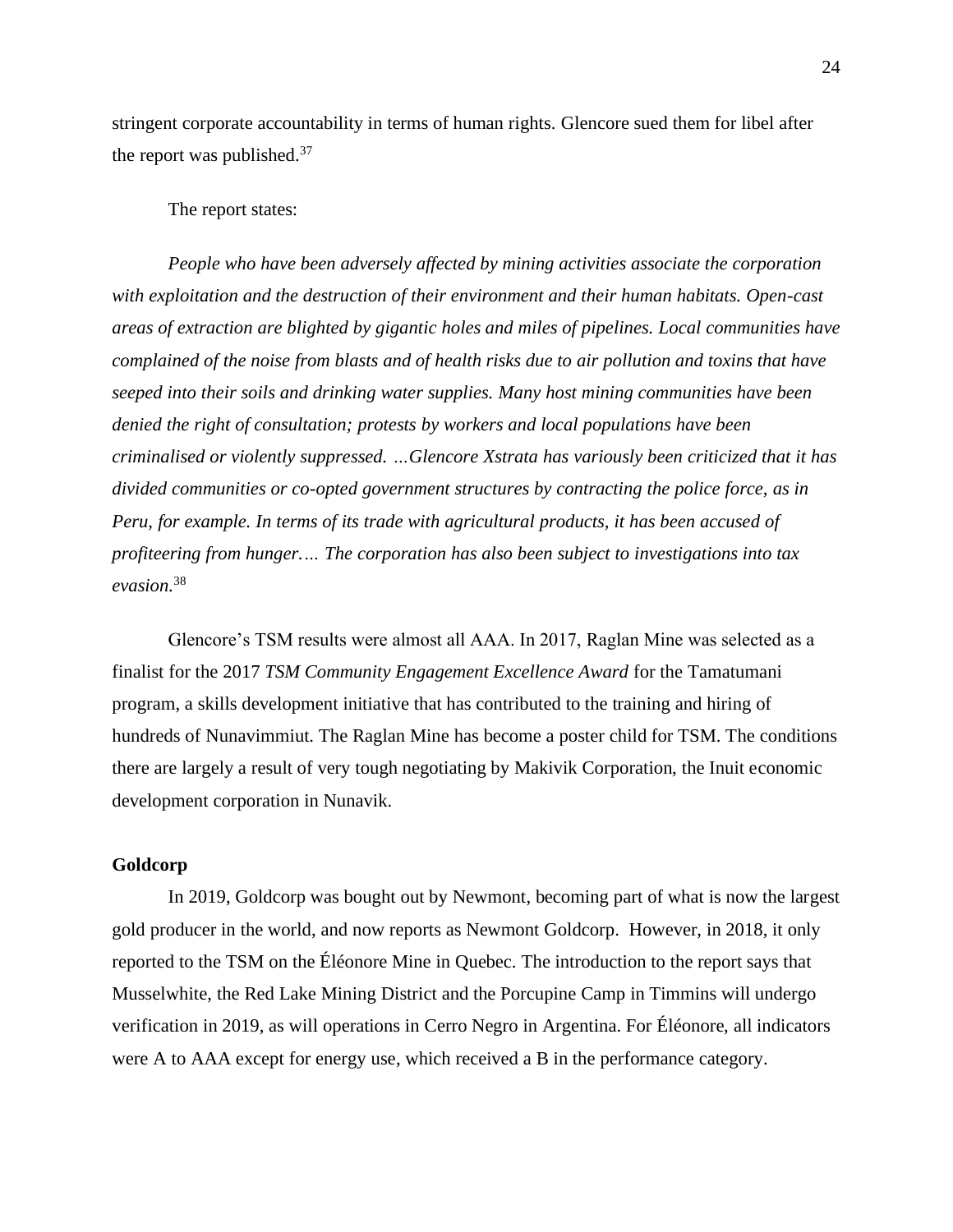stringent corporate accountability in terms of human rights. Glencore sued them for libel after the report was published.[37]

The report states:

*People who have been adversely affected by mining activities associate the corporation with exploitation and the destruction of their environment and their human habitats. Open-cast areas of extraction are blighted by gigantic holes and miles of pipelines. Local communities have complained of the noise from blasts and of health risks due to air pollution and toxins that have seeped into their soils and drinking water supplies. Many host mining communities have been denied the right of consultation; protests by workers and local populations have been criminalised or violently suppressed. …Glencore Xstrata has variously been criticized that it has divided communities or co-opted government structures by contracting the police force, as in Peru, for example. In terms of its trade with agricultural products, it has been accused of profiteering from hunger.… The corporation has also been subject to investigations into tax evasion.*[38]

Glencore's TSM results were almost all AAA. In 2017, Raglan Mine was selected as a finalist for the 2017 *TSM Community Engagement Excellence Award* for the Tamatumani program, a skills development initiative that has contributed to the training and hiring of hundreds of Nunavimmiut. The Raglan Mine has become a poster child for TSM. The conditions there are largely a result of very tough negotiating by Makivik Corporation, the Inuit economic development corporation in Nunavik.

**Goldcorp**

In 2019, Goldcorp was bought out by Newmont, becoming part of what is now the largest gold producer in the world, and now reports as Newmont Goldcorp. However, in 2018, it only reported to the TSM on the Éléonore Mine in Quebec. The introduction to the report says that Musselwhite, the Red Lake Mining District and the Porcupine Camp in Timmins will undergo verification in 2019, as will operations in Cerro Negro in Argentina. For Éléonore, all indicators were A to AAA except for energy use, which received a B in the performance category.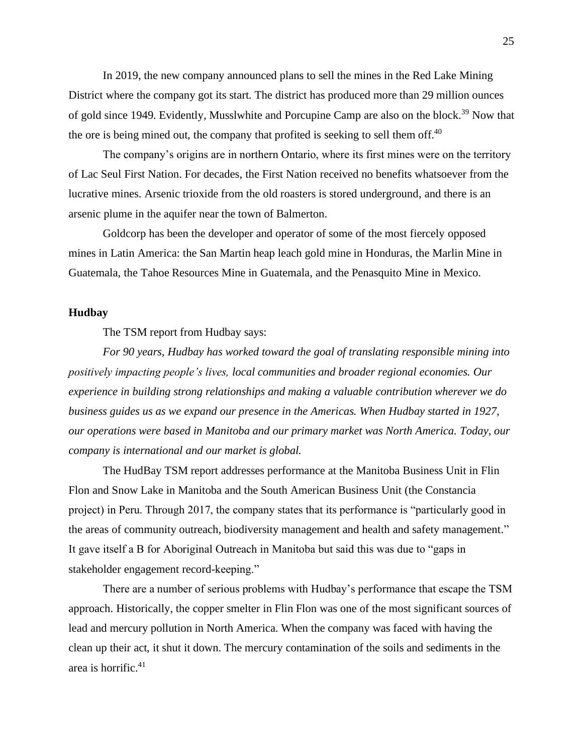In 2019, the new company announced plans to sell the mines in the Red Lake Mining District where the company got its start. The district has produced more than 29 million ounces of gold since 1949. Evidently, Musslwhite and Porcupine Camp are also on the block.[39] Now that the ore is being mined out, the company that profited is seeking to sell them off.[40]

The company's origins are in northern Ontario, where its first mines were on the territory of Lac Seul First Nation. For decades, the First Nation received no benefits whatsoever from the lucrative mines. Arsenic trioxide from the old roasters is stored underground, and there is an arsenic plume in the aquifer near the town of Balmerton.

Goldcorp has been the developer and operator of some of the most fiercely opposed mines in Latin America: the San Martin heap leach gold mine in Honduras, the Marlin Mine in Guatemala, the Tahoe Resources Mine in Guatemala, and the Penasquito Mine in Mexico.

**Hudbay**

The TSM report from Hudbay says:

*For 90 years, Hudbay has worked toward the goal of translating responsible mining into positively impacting people's lives, local communities and broader regional economies. Our experience in building strong relationships and making a valuable contribution wherever we do business guides us as we expand our presence in the Americas. When Hudbay started in 1927, our operations were based in Manitoba and our primary market was North America. Today, our company is international and our market is global.*

The HudBay TSM report addresses performance at the Manitoba Business Unit in Flin Flon and Snow Lake in Manitoba and the South American Business Unit (the Constancia project) in Peru. Through 2017, the company states that its performance is "particularly good in the areas of community outreach, biodiversity management and health and safety management." It gave itself a B for Aboriginal Outreach in Manitoba but said this was due to "gaps in stakeholder engagement record-keeping."

There are a number of serious problems with Hudbay's performance that escape the TSM approach. Historically, the copper smelter in Flin Flon was one of the most significant sources of lead and mercury pollution in North America. When the company was faced with having the clean up their act, it shut it down. The mercury contamination of the soils and sediments in the area is horrific.[41]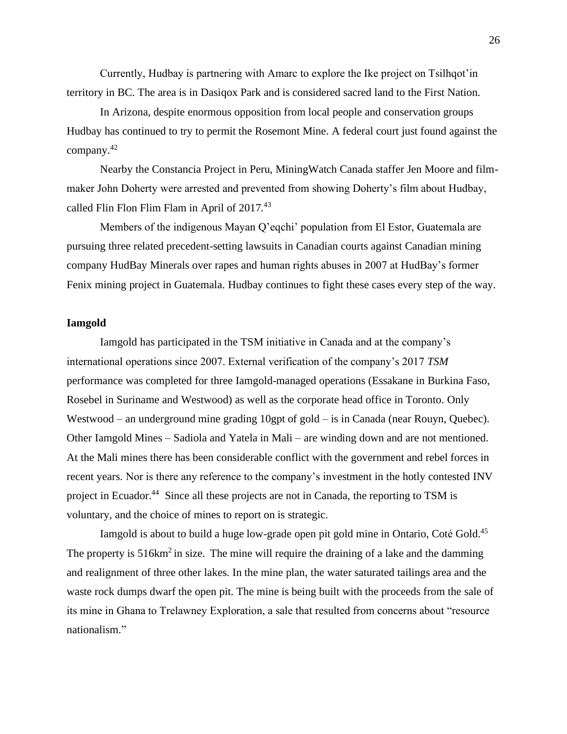Currently, Hudbay is partnering with Amarc to explore the Ike project on Tsilhqot'in territory in BC. The area is in Dasiqox Park and is considered sacred land to the First Nation.

In Arizona, despite enormous opposition from local people and conservation groups Hudbay has continued to try to permit the Rosemont Mine. A federal court just found against the company.[42]

Nearby the Constancia Project in Peru, MiningWatch Canada staffer Jen Moore and film-maker John Doherty were arrested and prevented from showing Doherty's film about Hudbay, called Flin Flon Flim Flam in April of 2017.[43]

Members of the indigenous Mayan Q'eqchi' population from El Estor, Guatemala are pursuing three related precedent-setting lawsuits in Canadian courts against Canadian mining company HudBay Minerals over rapes and human rights abuses in 2007 at HudBay's former Fenix mining project in Guatemala. Hudbay continues to fight these cases every step of the way.

**Iamgold**

Iamgold has participated in the TSM initiative in Canada and at the company's international operations since 2007. External verification of the company's 2017 *TSM* performance was completed for three Iamgold-managed operations (Essakane in Burkina Faso, Rosebel in Suriname and Westwood) as well as the corporate head office in Toronto. Only Westwood – an underground mine grading 10gpt of gold – is in Canada (near Rouyn, Quebec). Other Iamgold Mines – Sadiola and Yatela in Mali – are winding down and are not mentioned. At the Mali mines there has been considerable conflict with the government and rebel forces in recent years. Nor is there any reference to the company's investment in the hotly contested INV project in Ecuador.[44] Since all these projects are not in Canada, the reporting to TSM is voluntary, and the choice of mines to report on is strategic.

Iamgold is about to build a huge low-grade open pit gold mine in Ontario, Coté Gold.[45] The property is 516km$^2$ in size. The mine will require the draining of a lake and the damming and realignment of three other lakes. In the mine plan, the water saturated tailings area and the waste rock dumps dwarf the open pit. The mine is being built with the proceeds from the sale of its mine in Ghana to Trelawney Exploration, a sale that resulted from concerns about "resource nationalism."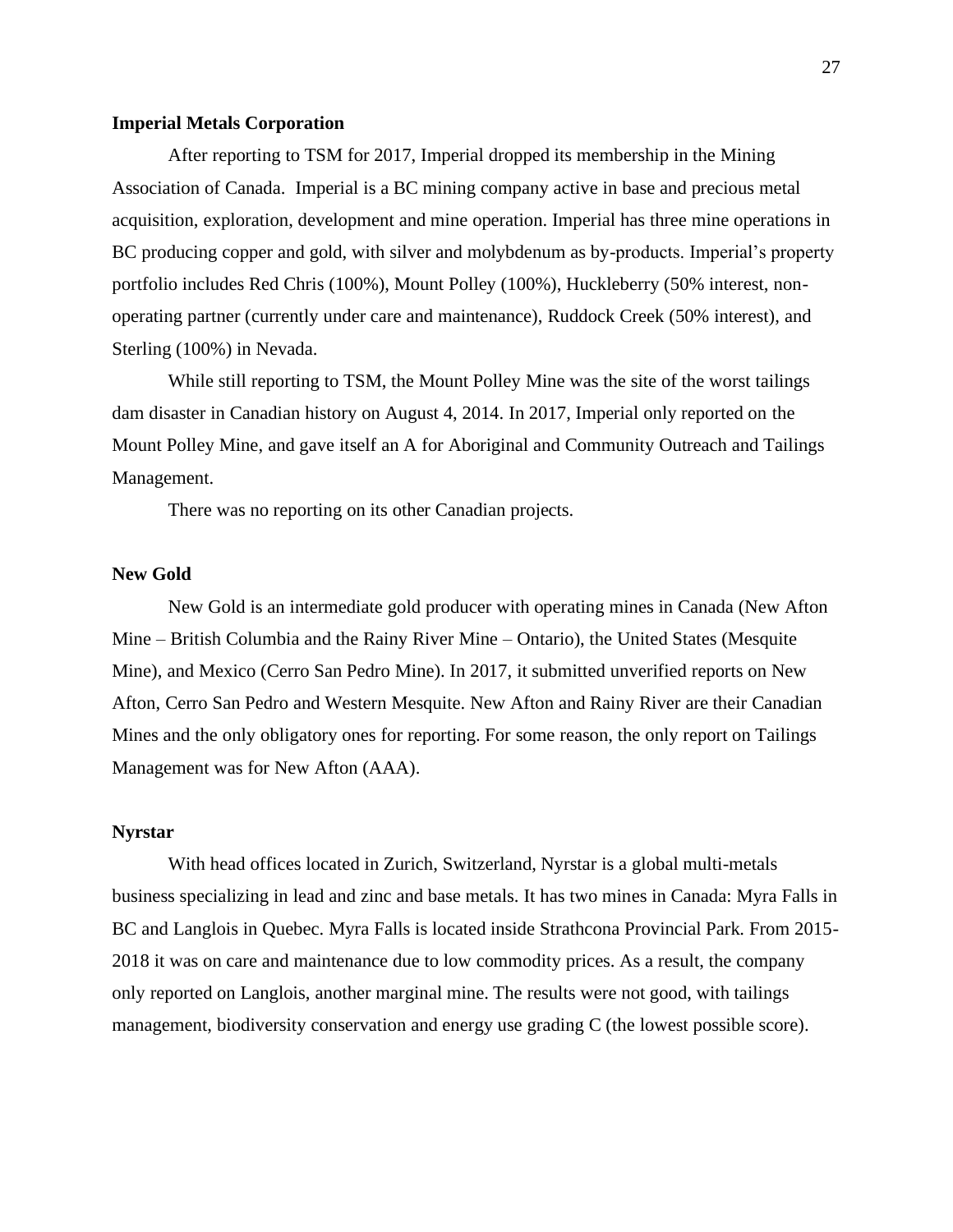**Imperial Metals Corporation**

After reporting to TSM for 2017, Imperial dropped its membership in the Mining Association of Canada. Imperial is a BC mining company active in base and precious metal acquisition, exploration, development and mine operation. Imperial has three mine operations in BC producing copper and gold, with silver and molybdenum as by-products. Imperial's property portfolio includes Red Chris (100%), Mount Polley (100%), Huckleberry (50% interest, non-operating partner (currently under care and maintenance), Ruddock Creek (50% interest), and Sterling (100%) in Nevada.

While still reporting to TSM, the Mount Polley Mine was the site of the worst tailings dam disaster in Canadian history on August 4, 2014. In 2017, Imperial only reported on the Mount Polley Mine, and gave itself an A for Aboriginal and Community Outreach and Tailings Management.

There was no reporting on its other Canadian projects.

**New Gold**

New Gold is an intermediate gold producer with operating mines in Canada (New Afton Mine – British Columbia and the Rainy River Mine – Ontario), the United States (Mesquite Mine), and Mexico (Cerro San Pedro Mine). In 2017, it submitted unverified reports on New Afton, Cerro San Pedro and Western Mesquite. New Afton and Rainy River are their Canadian Mines and the only obligatory ones for reporting. For some reason, the only report on Tailings Management was for New Afton (AAA).

**Nyrstar**

With head offices located in Zurich, Switzerland, Nyrstar is a global multi-metals business specializing in lead and zinc and base metals. It has two mines in Canada: Myra Falls in BC and Langlois in Quebec. Myra Falls is located inside Strathcona Provincial Park. From 2015-2018 it was on care and maintenance due to low commodity prices. As a result, the company only reported on Langlois, another marginal mine. The results were not good, with tailings management, biodiversity conservation and energy use grading C (the lowest possible score).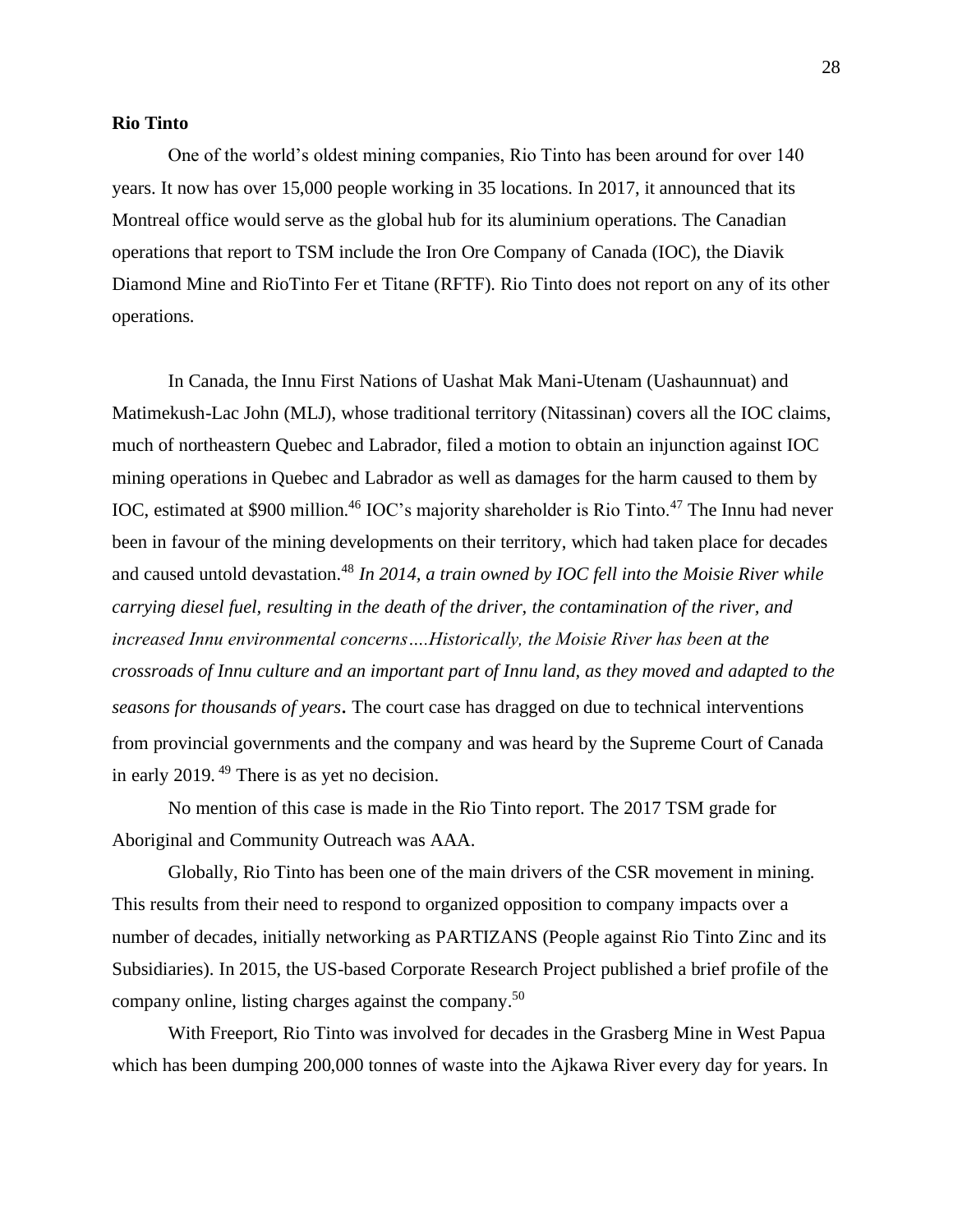**Rio Tinto**

One of the world's oldest mining companies, Rio Tinto has been around for over 140 years. It now has over 15,000 people working in 35 locations. In 2017, it announced that its Montreal office would serve as the global hub for its aluminium operations. The Canadian operations that report to TSM include the Iron Ore Company of Canada (IOC), the Diavik Diamond Mine and RioTinto Fer et Titane (RFTF). Rio Tinto does not report on any of its other operations.

In Canada, the Innu First Nations of Uashat Mak Mani-Utenam (Uashaunnuat) and Matimekush-Lac John (MLJ), whose traditional territory (Nitassinan) covers all the IOC claims, much of northeastern Quebec and Labrador, filed a motion to obtain an injunction against IOC mining operations in Quebec and Labrador as well as damages for the harm caused to them by IOC, estimated at $900 million.[46] IOC's majority shareholder is Rio Tinto.[47] The Innu had never been in favour of the mining developments on their territory, which had taken place for decades and caused untold devastation.[48] *In 2014, a train owned by IOC fell into the Moisie River while carrying diesel fuel, resulting in the death of the driver, the contamination of the river, and increased Innu environmental concerns….Historically, the Moisie River has been at the crossroads of Innu culture and an important part of Innu land, as they moved and adapted to the seasons for thousands of years***.** The court case has dragged on due to technical interventions from provincial governments and the company and was heard by the Supreme Court of Canada in early 2019.[49] There is as yet no decision.

No mention of this case is made in the Rio Tinto report. The 2017 TSM grade for Aboriginal and Community Outreach was AAA.

Globally, Rio Tinto has been one of the main drivers of the CSR movement in mining. This results from their need to respond to organized opposition to company impacts over a number of decades, initially networking as PARTIZANS (People against Rio Tinto Zinc and its Subsidiaries). In 2015, the US-based Corporate Research Project published a brief profile of the company online, listing charges against the company.[50]

With Freeport, Rio Tinto was involved for decades in the Grasberg Mine in West Papua which has been dumping 200,000 tonnes of waste into the Ajkawa River every day for years. In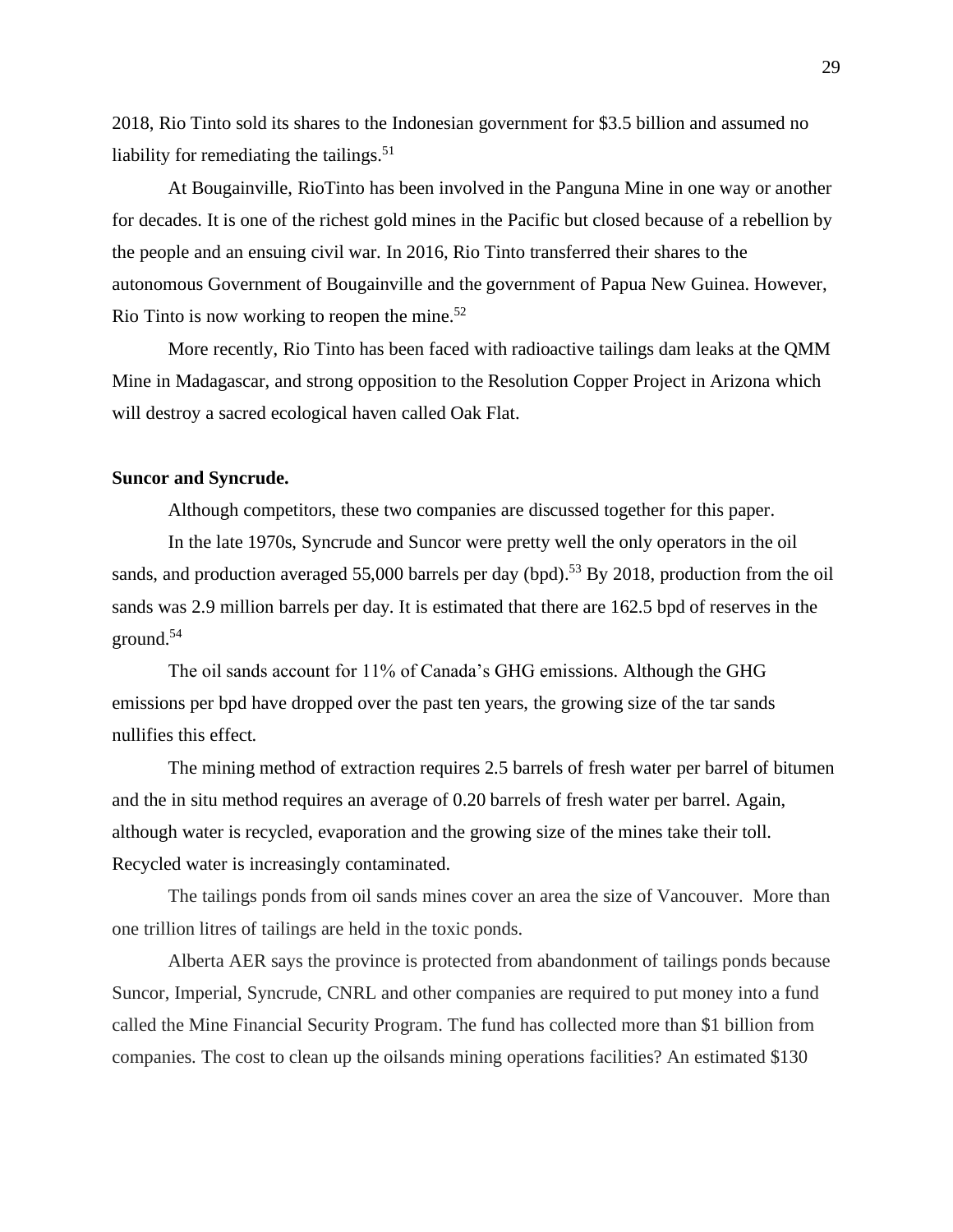2018, Rio Tinto sold its shares to the Indonesian government for $3.5 billion and assumed no liability for remediating the tailings.[51]

At Bougainville, RioTinto has been involved in the Panguna Mine in one way or another for decades. It is one of the richest gold mines in the Pacific but closed because of a rebellion by the people and an ensuing civil war. In 2016, Rio Tinto transferred their shares to the autonomous Government of Bougainville and the government of Papua New Guinea. However, Rio Tinto is now working to reopen the mine.[52]

More recently, Rio Tinto has been faced with radioactive tailings dam leaks at the QMM Mine in Madagascar, and strong opposition to the Resolution Copper Project in Arizona which will destroy a sacred ecological haven called Oak Flat.

**Suncor and Syncrude.**

Although competitors, these two companies are discussed together for this paper.

In the late 1970s, Syncrude and Suncor were pretty well the only operators in the oil sands, and production averaged 55,000 barrels per day (bpd).[53] By 2018, production from the oil sands was 2.9 million barrels per day. It is estimated that there are 162.5 bpd of reserves in the ground.[54]

The oil sands account for 11% of Canada's GHG emissions. Although the GHG emissions per bpd have dropped over the past ten years, the growing size of the tar sands nullifies this effect.

The mining method of extraction requires 2.5 barrels of fresh water per barrel of bitumen and the in situ method requires an average of 0.20 barrels of fresh water per barrel. Again, although water is recycled, evaporation and the growing size of the mines take their toll. Recycled water is increasingly contaminated.

The tailings ponds from oil sands mines cover an area the size of Vancouver. More than one trillion litres of tailings are held in the toxic ponds.

Alberta AER says the province is protected from abandonment of tailings ponds because Suncor, Imperial, Syncrude, CNRL and other companies are required to put money into a fund called the Mine Financial Security Program. The fund has collected more than $1 billion from companies. The cost to clean up the oilsands mining operations facilities? An estimated $130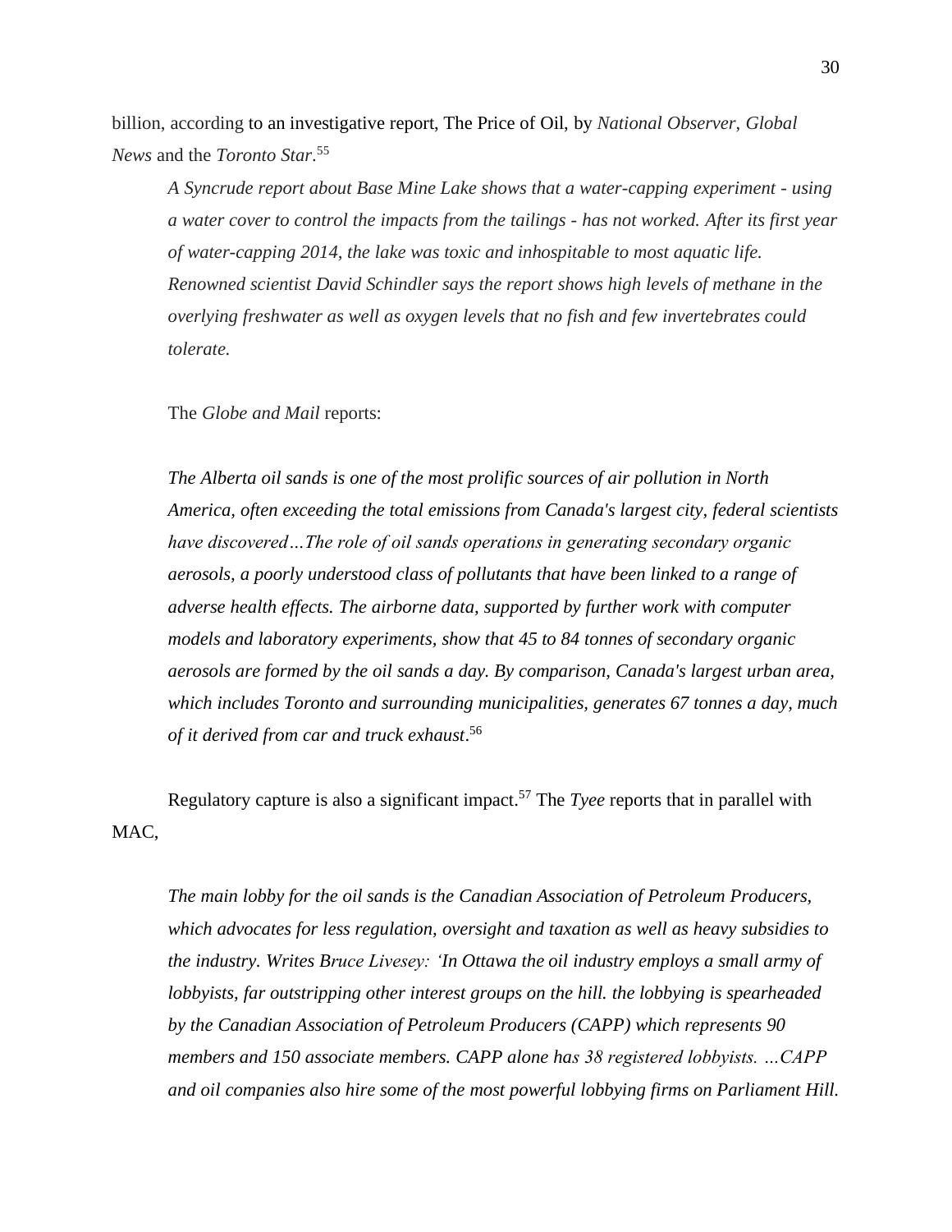billion, according to an investigative report, The Price of Oil, by *National Observer*, *Global News* and the *Toronto Star*.[55]

> *A Syncrude report about Base Mine Lake shows that a water-capping experiment - using a water cover to control the impacts from the tailings - has not worked. After its first year of water-capping 2014, the lake was toxic and inhospitable to most aquatic life. Renowned scientist David Schindler says the report shows high levels of methane in the overlying freshwater as well as oxygen levels that no fish and few invertebrates could tolerate.*

The *Globe and Mail* reports:

> *The Alberta oil sands is one of the most prolific sources of air pollution in North America, often exceeding the total emissions from Canada's largest city, federal scientists have discovered…The role of oil sands operations in generating secondary organic aerosols, a poorly understood class of pollutants that have been linked to a range of adverse health effects. The airborne data, supported by further work with computer models and laboratory experiments, show that 45 to 84 tonnes of secondary organic aerosols are formed by the oil sands a day. By comparison, Canada's largest urban area, which includes Toronto and surrounding municipalities, generates 67 tonnes a day, much of it derived from car and truck exhaust*.[56]

Regulatory capture is also a significant impact.[57] The *Tyee* reports that in parallel with MAC,

> *The main lobby for the oil sands is the Canadian Association of Petroleum Producers, which advocates for less regulation, oversight and taxation as well as heavy subsidies to the industry. Writes Bruce Livesey: 'In Ottawa the oil industry employs a small army of lobbyists, far outstripping other interest groups on the hill. the lobbying is spearheaded by the Canadian Association of Petroleum Producers (CAPP) which represents 90 members and 150 associate members. CAPP alone has 38 registered lobbyists. …CAPP and oil companies also hire some of the most powerful lobbying firms on Parliament Hill.*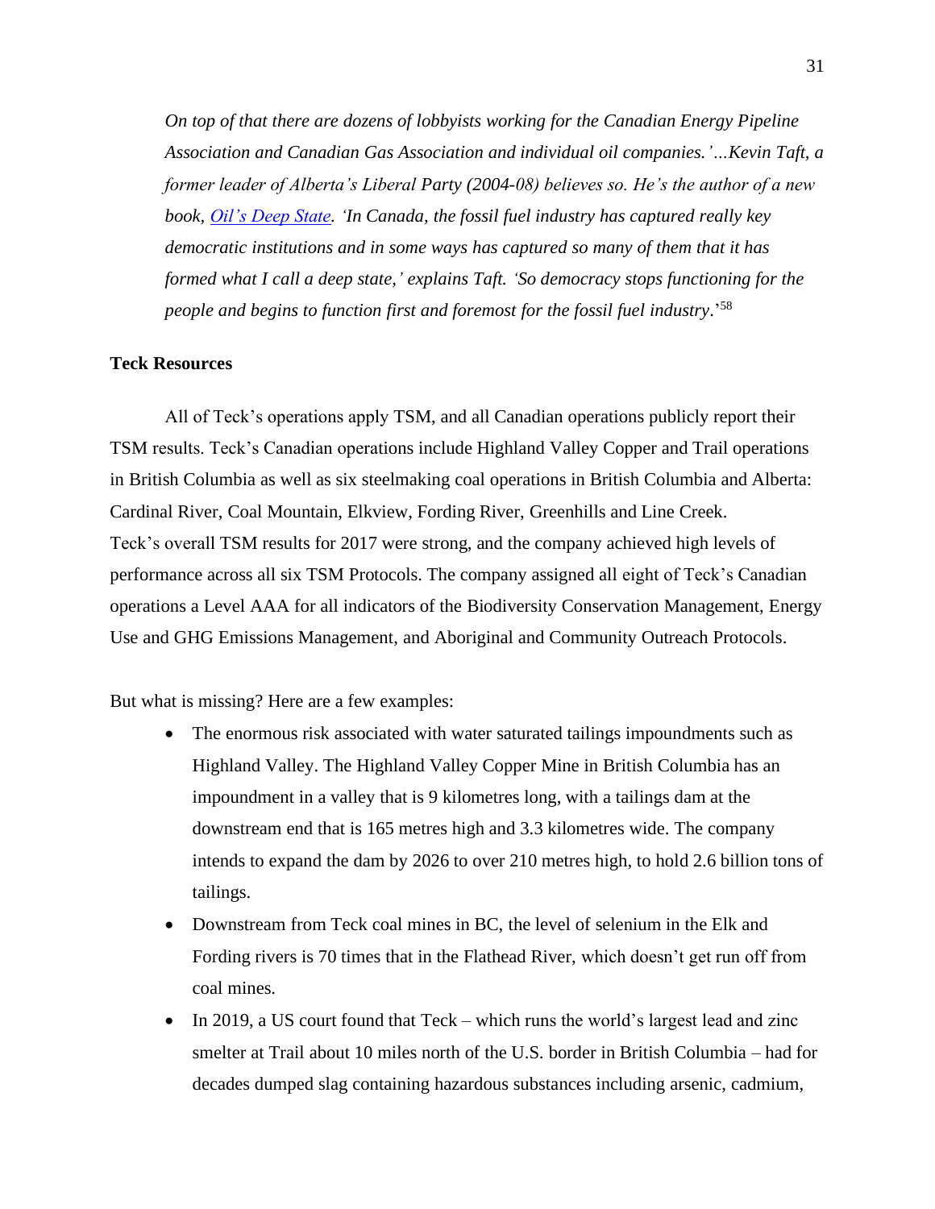*On top of that there are dozens of lobbyists working for the Canadian Energy Pipeline Association and Canadian Gas Association and individual oil companies.'…Kevin Taft, a former leader of Alberta's Liberal Party (2004-08) believes so. He's the author of a new book, [Oil's Deep State](). 'In Canada, the fossil fuel industry has captured really key democratic institutions and in some ways has captured so many of them that it has formed what I call a deep state,' explains Taft. 'So democracy stops functioning for the people and begins to function first and foremost for the fossil fuel industry*.'[58]

**Teck Resources**

All of Teck's operations apply TSM, and all Canadian operations publicly report their TSM results. Teck's Canadian operations include Highland Valley Copper and Trail operations in British Columbia as well as six steelmaking coal operations in British Columbia and Alberta: Cardinal River, Coal Mountain, Elkview, Fording River, Greenhills and Line Creek. Teck's overall TSM results for 2017 were strong, and the company achieved high levels of performance across all six TSM Protocols. The company assigned all eight of Teck's Canadian operations a Level AAA for all indicators of the Biodiversity Conservation Management, Energy Use and GHG Emissions Management, and Aboriginal and Community Outreach Protocols.

But what is missing? Here are a few examples:

- The enormous risk associated with water saturated tailings impoundments such as Highland Valley. The Highland Valley Copper Mine in British Columbia has an impoundment in a valley that is 9 kilometres long, with a tailings dam at the downstream end that is 165 metres high and 3.3 kilometres wide. The company intends to expand the dam by 2026 to over 210 metres high, to hold 2.6 billion tons of tailings.
- Downstream from Teck coal mines in BC, the level of selenium in the Elk and Fording rivers is 70 times that in the Flathead River, which doesn't get run off from coal mines.
- In 2019, a US court found that Teck – which runs the world's largest lead and zinc smelter at Trail about 10 miles north of the U.S. border in British Columbia – had for decades dumped slag containing hazardous substances including arsenic, cadmium,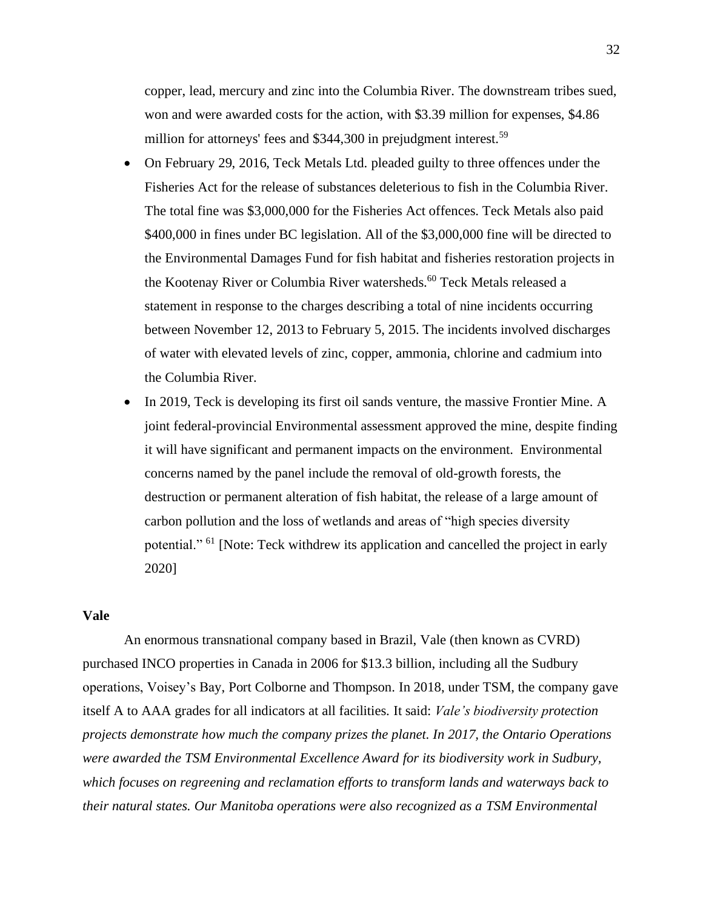copper, lead, mercury and zinc into the Columbia River. The downstream tribes sued, won and were awarded costs for the action, with \$3.39 million for expenses, \$4.86 million for attorneys' fees and \$344,300 in prejudgment interest.[59]

- On February 29, 2016, Teck Metals Ltd. pleaded guilty to three offences under the Fisheries Act for the release of substances deleterious to fish in the Columbia River. The total fine was \$3,000,000 for the Fisheries Act offences. Teck Metals also paid \$400,000 in fines under BC legislation. All of the \$3,000,000 fine will be directed to the Environmental Damages Fund for fish habitat and fisheries restoration projects in the Kootenay River or Columbia River watersheds.[60] Teck Metals released a statement in response to the charges describing a total of nine incidents occurring between November 12, 2013 to February 5, 2015. The incidents involved discharges of water with elevated levels of zinc, copper, ammonia, chlorine and cadmium into the Columbia River.
- In 2019, Teck is developing its first oil sands venture, the massive Frontier Mine. A joint federal-provincial Environmental assessment approved the mine, despite finding it will have significant and permanent impacts on the environment. Environmental concerns named by the panel include the removal of old-growth forests, the destruction or permanent alteration of fish habitat, the release of a large amount of carbon pollution and the loss of wetlands and areas of "high species diversity potential." [61] [Note: Teck withdrew its application and cancelled the project in early 2020]

**Vale**

An enormous transnational company based in Brazil, Vale (then known as CVRD) purchased INCO properties in Canada in 2006 for \$13.3 billion, including all the Sudbury operations, Voisey's Bay, Port Colborne and Thompson. In 2018, under TSM, the company gave itself A to AAA grades for all indicators at all facilities. It said: *Vale's biodiversity protection projects demonstrate how much the company prizes the planet. In 2017, the Ontario Operations were awarded the TSM Environmental Excellence Award for its biodiversity work in Sudbury, which focuses on regreening and reclamation efforts to transform lands and waterways back to their natural states. Our Manitoba operations were also recognized as a TSM Environmental*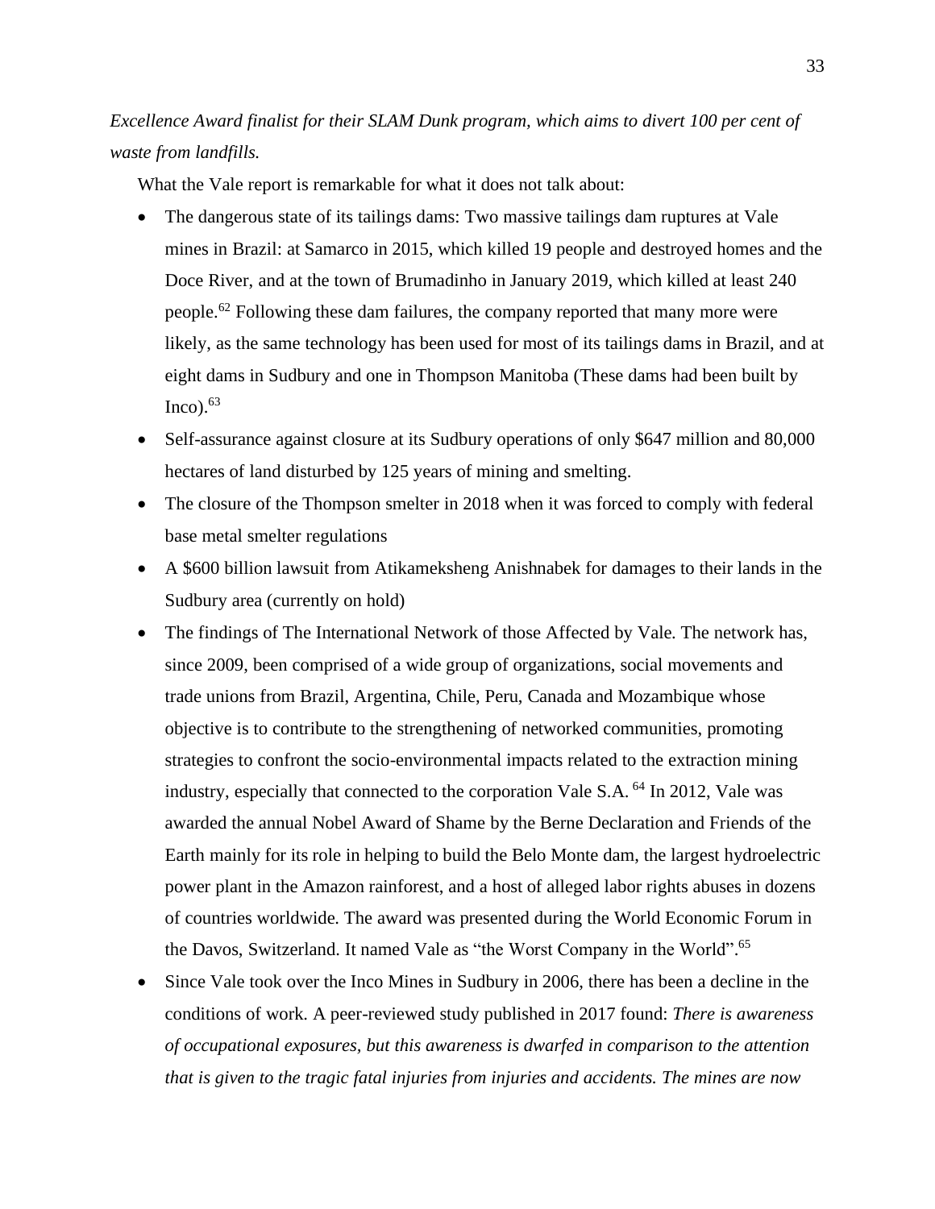*Excellence Award finalist for their SLAM Dunk program, which aims to divert 100 per cent of waste from landfills.*

What the Vale report is remarkable for what it does not talk about:

- The dangerous state of its tailings dams: Two massive tailings dam ruptures at Vale mines in Brazil: at Samarco in 2015, which killed 19 people and destroyed homes and the Doce River, and at the town of Brumadinho in January 2019, which killed at least 240 people.[62] Following these dam failures, the company reported that many more were likely, as the same technology has been used for most of its tailings dams in Brazil, and at eight dams in Sudbury and one in Thompson Manitoba (These dams had been built by Inco).[63]
- Self-assurance against closure at its Sudbury operations of only $647 million and 80,000 hectares of land disturbed by 125 years of mining and smelting.
- The closure of the Thompson smelter in 2018 when it was forced to comply with federal base metal smelter regulations
- A $600 billion lawsuit from Atikameksheng Anishnabek for damages to their lands in the Sudbury area (currently on hold)
- The findings of The International Network of those Affected by Vale. The network has, since 2009, been comprised of a wide group of organizations, social movements and trade unions from Brazil, Argentina, Chile, Peru, Canada and Mozambique whose objective is to contribute to the strengthening of networked communities, promoting strategies to confront the socio-environmental impacts related to the extraction mining industry, especially that connected to the corporation Vale S.A. [64] In 2012, Vale was awarded the annual Nobel Award of Shame by the Berne Declaration and Friends of the Earth mainly for its role in helping to build the Belo Monte dam, the largest hydroelectric power plant in the Amazon rainforest, and a host of alleged labor rights abuses in dozens of countries worldwide. The award was presented during the World Economic Forum in the Davos, Switzerland. It named Vale as "the Worst Company in the World".[65]
- Since Vale took over the Inco Mines in Sudbury in 2006, there has been a decline in the conditions of work. A peer-reviewed study published in 2017 found: *There is awareness of occupational exposures, but this awareness is dwarfed in comparison to the attention that is given to the tragic fatal injuries from injuries and accidents. The mines are now*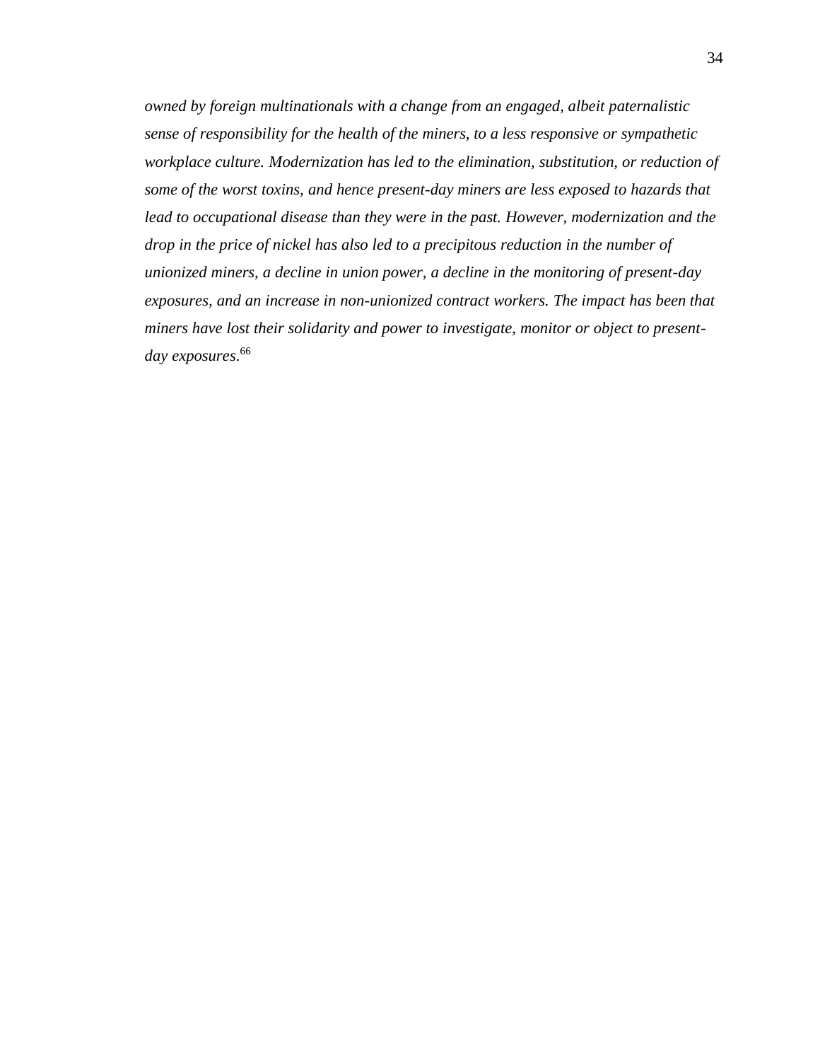*owned by foreign multinationals with a change from an engaged, albeit paternalistic sense of responsibility for the health of the miners, to a less responsive or sympathetic workplace culture. Modernization has led to the elimination, substitution, or reduction of some of the worst toxins, and hence present-day miners are less exposed to hazards that lead to occupational disease than they were in the past. However, modernization and the drop in the price of nickel has also led to a precipitous reduction in the number of unionized miners, a decline in union power, a decline in the monitoring of present-day exposures, and an increase in non-unionized contract workers. The impact has been that miners have lost their solidarity and power to investigate, monitor or object to present-day exposures*.[66]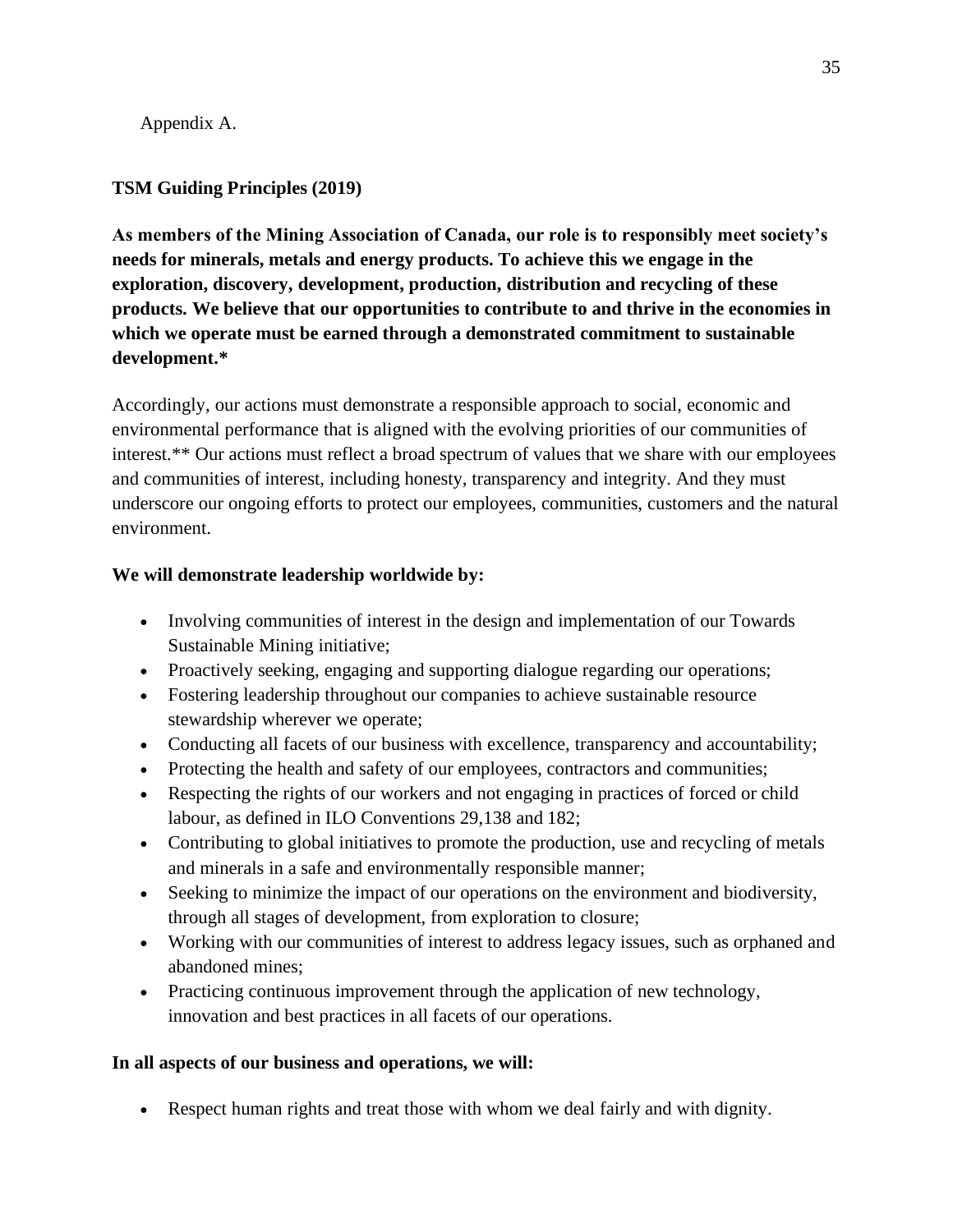Appendix A.

## TSM Guiding Principles (2019)

**As members of the Mining Association of Canada, our role is to responsibly meet society's needs for minerals, metals and energy products. To achieve this we engage in the exploration, discovery, development, production, distribution and recycling of these products. We believe that our opportunities to contribute to and thrive in the economies in which we operate must be earned through a demonstrated commitment to sustainable development.***

Accordingly, our actions must demonstrate a responsible approach to social, economic and environmental performance that is aligned with the evolving priorities of our communities of interest.** Our actions must reflect a broad spectrum of values that we share with our employees and communities of interest, including honesty, transparency and integrity. And they must underscore our ongoing efforts to protect our employees, communities, customers and the natural environment.

**We will demonstrate leadership worldwide by:**

- Involving communities of interest in the design and implementation of our Towards Sustainable Mining initiative;
- Proactively seeking, engaging and supporting dialogue regarding our operations;
- Fostering leadership throughout our companies to achieve sustainable resource stewardship wherever we operate;
- Conducting all facets of our business with excellence, transparency and accountability;
- Protecting the health and safety of our employees, contractors and communities;
- Respecting the rights of our workers and not engaging in practices of forced or child labour, as defined in ILO Conventions 29,138 and 182;
- Contributing to global initiatives to promote the production, use and recycling of metals and minerals in a safe and environmentally responsible manner;
- Seeking to minimize the impact of our operations on the environment and biodiversity, through all stages of development, from exploration to closure;
- Working with our communities of interest to address legacy issues, such as orphaned and abandoned mines;
- Practicing continuous improvement through the application of new technology, innovation and best practices in all facets of our operations.

**In all aspects of our business and operations, we will:**

- Respect human rights and treat those with whom we deal fairly and with dignity.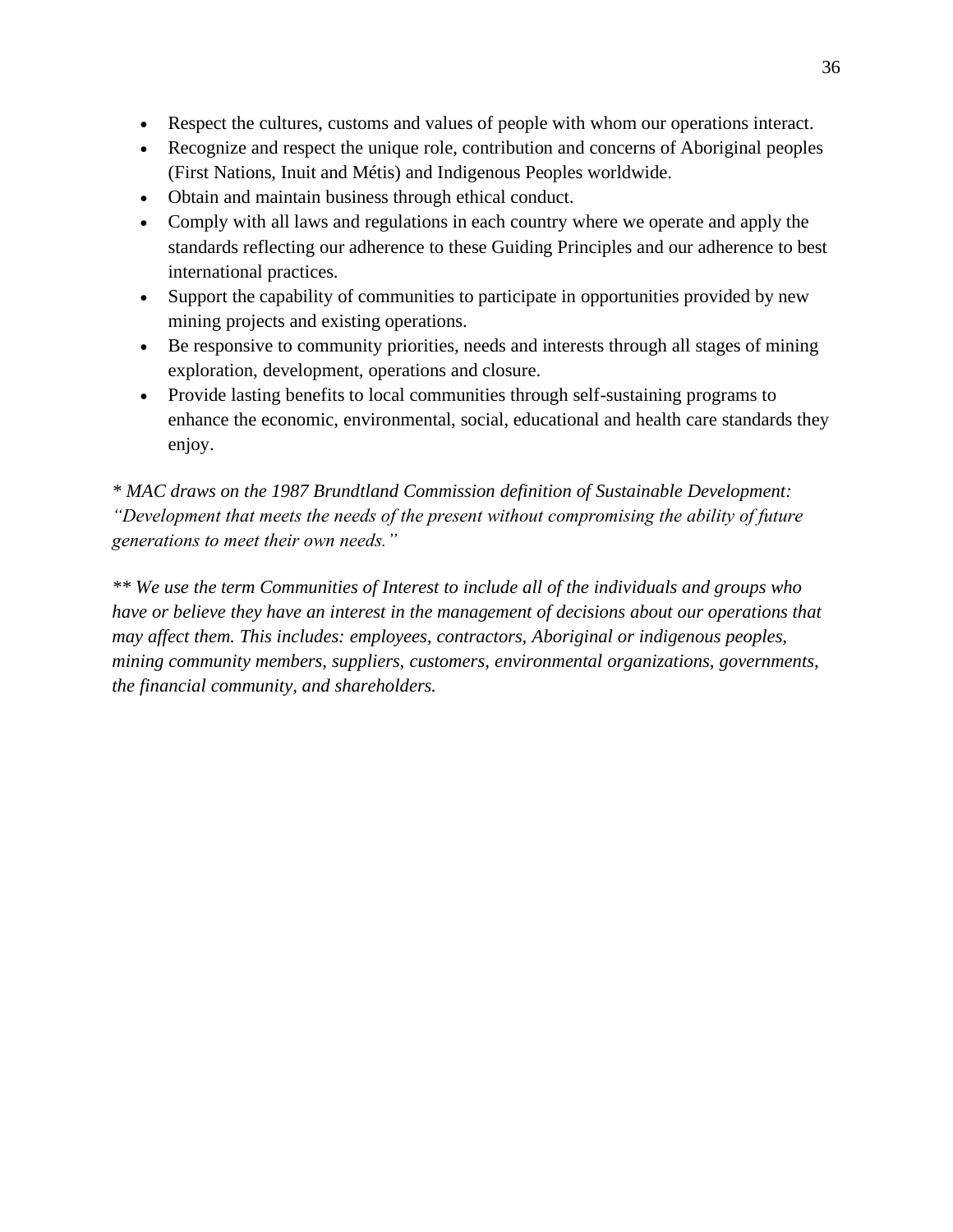- Respect the cultures, customs and values of people with whom our operations interact.
- Recognize and respect the unique role, contribution and concerns of Aboriginal peoples (First Nations, Inuit and Métis) and Indigenous Peoples worldwide.
- Obtain and maintain business through ethical conduct.
- Comply with all laws and regulations in each country where we operate and apply the standards reflecting our adherence to these Guiding Principles and our adherence to best international practices.
- Support the capability of communities to participate in opportunities provided by new mining projects and existing operations.
- Be responsive to community priorities, needs and interests through all stages of mining exploration, development, operations and closure.
- Provide lasting benefits to local communities through self-sustaining programs to enhance the economic, environmental, social, educational and health care standards they enjoy.

*\* MAC draws on the 1987 Brundtland Commission definition of Sustainable Development: "Development that meets the needs of the present without compromising the ability of future generations to meet their own needs."*

*\*\* We use the term Communities of Interest to include all of the individuals and groups who have or believe they have an interest in the management of decisions about our operations that may affect them. This includes: employees, contractors, Aboriginal or indigenous peoples, mining community members, suppliers, customers, environmental organizations, governments, the financial community, and shareholders.*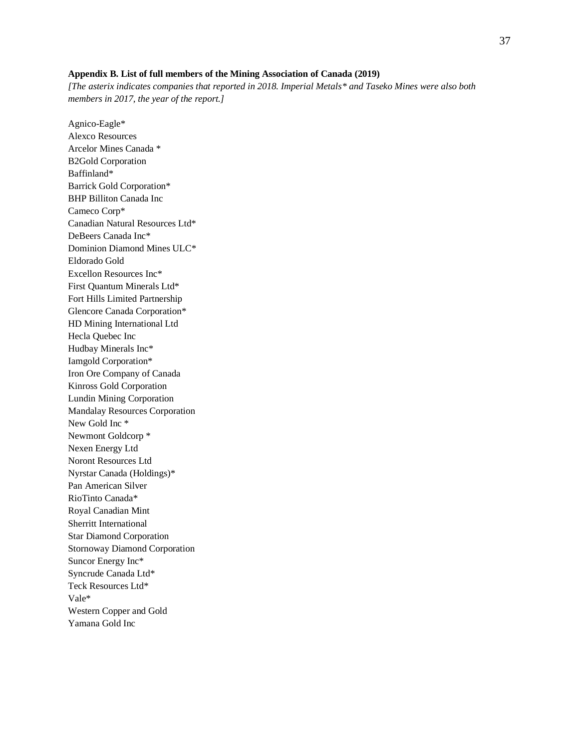**Appendix B. List of full members of the Mining Association of Canada (2019)**

*[The asterix indicates companies that reported in 2018. Imperial Metals* and Taseko Mines were also both members in 2017, the year of the report.]*

Agnico-Eagle*
Alexco Resources
Arcelor Mines Canada *
B2Gold Corporation
Baffinland*
Barrick Gold Corporation*
BHP Billiton Canada Inc
Cameco Corp*
Canadian Natural Resources Ltd*
DeBeers Canada Inc*
Dominion Diamond Mines ULC*
Eldorado Gold
Excellon Resources Inc*
First Quantum Minerals Ltd*
Fort Hills Limited Partnership
Glencore Canada Corporation*
HD Mining International Ltd
Hecla Quebec Inc
Hudbay Minerals Inc*
Iamgold Corporation*
Iron Ore Company of Canada
Kinross Gold Corporation
Lundin Mining Corporation
Mandalay Resources Corporation
New Gold Inc *
Newmont Goldcorp *
Nexen Energy Ltd
Noront Resources Ltd
Nyrstar Canada (Holdings)*
Pan American Silver
RioTinto Canada*
Royal Canadian Mint
Sherritt International
Star Diamond Corporation
Stornoway Diamond Corporation
Suncor Energy Inc*
Syncrude Canada Ltd*
Teck Resources Ltd*
Vale*
Western Copper and Gold
Yamana Gold Inc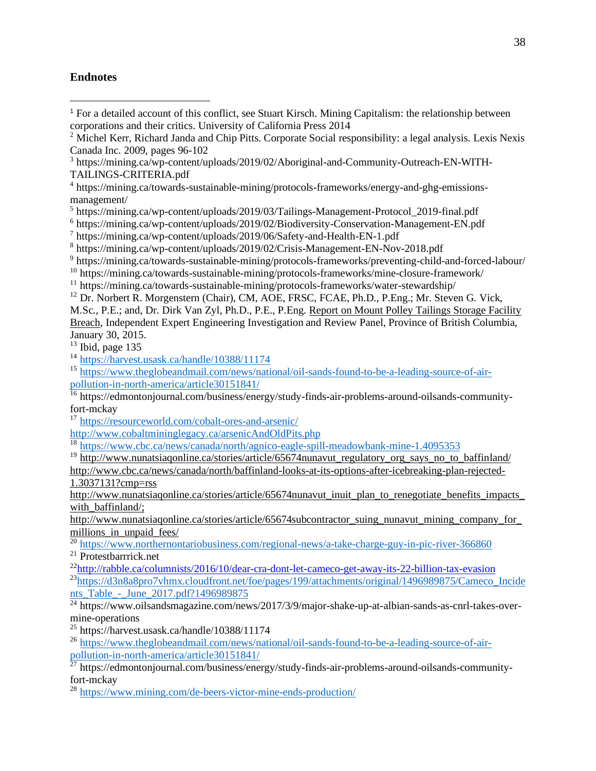**Endnotes**

[1] For a detailed account of this conflict, see Stuart Kirsch. Mining Capitalism: the relationship between corporations and their critics. University of California Press 2014

[2] Michel Kerr, Richard Janda and Chip Pitts. Corporate Social responsibility: a legal analysis. Lexis Nexis Canada Inc. 2009, pages 96-102

[3] https://mining.ca/wp-content/uploads/2019/02/Aboriginal-and-Community-Outreach-EN-WITH-TAILINGS-CRITERIA.pdf

[4] https://mining.ca/towards-sustainable-mining/protocols-frameworks/energy-and-ghg-emissions-management/

[5] https://mining.ca/wp-content/uploads/2019/03/Tailings-Management-Protocol_2019-final.pdf

[6] https://mining.ca/wp-content/uploads/2019/02/Biodiversity-Conservation-Management-EN.pdf

[7] https://mining.ca/wp-content/uploads/2019/06/Safety-and-Health-EN-1.pdf

[8] https://mining.ca/wp-content/uploads/2019/02/Crisis-Management-EN-Nov-2018.pdf

[9] https://mining.ca/towards-sustainable-mining/protocols-frameworks/preventing-child-and-forced-labour/

[10] https://mining.ca/towards-sustainable-mining/protocols-frameworks/mine-closure-framework/

[11] https://mining.ca/towards-sustainable-mining/protocols-frameworks/water-stewardship/

[12] Dr. Norbert R. Morgenstern (Chair), CM, AOE, FRSC, FCAE, Ph.D., P.Eng.; Mr. Steven G. Vick, M.Sc., P.E.; and, Dr. Dirk Van Zyl, Ph.D., P.E., P.Eng. Report on Mount Polley Tailings Storage Facility Breach, Independent Expert Engineering Investigation and Review Panel, Province of British Columbia, January 30, 2015.

[13] Ibid, page 135

[14] https://harvest.usask.ca/handle/10388/11174

[15] https://www.theglobeandmail.com/news/national/oil-sands-found-to-be-a-leading-source-of-air-pollution-in-north-america/article30151841/

[16] https://edmontonjournal.com/business/energy/study-finds-air-problems-around-oilsands-community-fort-mckay

[17] https://resourceworld.com/cobalt-ores-and-arsenic/
http://www.cobaltmininglegacy.ca/arsenicAndOldPits.php

[18] https://www.cbc.ca/news/canada/north/agnico-eagle-spill-meadowbank-mine-1.4095353

[19] http://www.nunatsiaqonline.ca/stories/article/65674nunavut_regulatory_org_says_no_to_baffinland/
http://www.cbc.ca/news/canada/north/baffinland-looks-at-its-options-after-icebreaking-plan-rejected-1.3037131?cmp=rss
http://www.nunatsiaqonline.ca/stories/article/65674nunavut_inuit_plan_to_renegotiate_benefits_impacts_with_baffinland/;
http://www.nunatsiaqonline.ca/stories/article/65674subcontractor_suing_nunavut_mining_company_for_millions_in_unpaid_fees/

[20] https://www.northernontariobusiness.com/regional-news/a-take-charge-guy-in-pic-river-366860

[21] Protestbarrrick.net

[22] http://rabble.ca/columnists/2016/10/dear-cra-dont-let-cameco-get-away-its-22-billion-tax-evasion

[23] https://d3n8a8pro7vhmx.cloudfront.net/foe/pages/199/attachments/original/1496989875/Cameco_Incidents_Table_-_June_2017.pdf?1496989875

[24] https://www.oilsandsmagazine.com/news/2017/3/9/major-shake-up-at-albian-sands-as-cnrl-takes-over-mine-operations

[25] https://harvest.usask.ca/handle/10388/11174

[26] https://www.theglobeandmail.com/news/national/oil-sands-found-to-be-a-leading-source-of-air-pollution-in-north-america/article30151841/

[27] https://edmontonjournal.com/business/energy/study-finds-air-problems-around-oilsands-community-fort-mckay

[28] https://www.mining.com/de-beers-victor-mine-ends-production/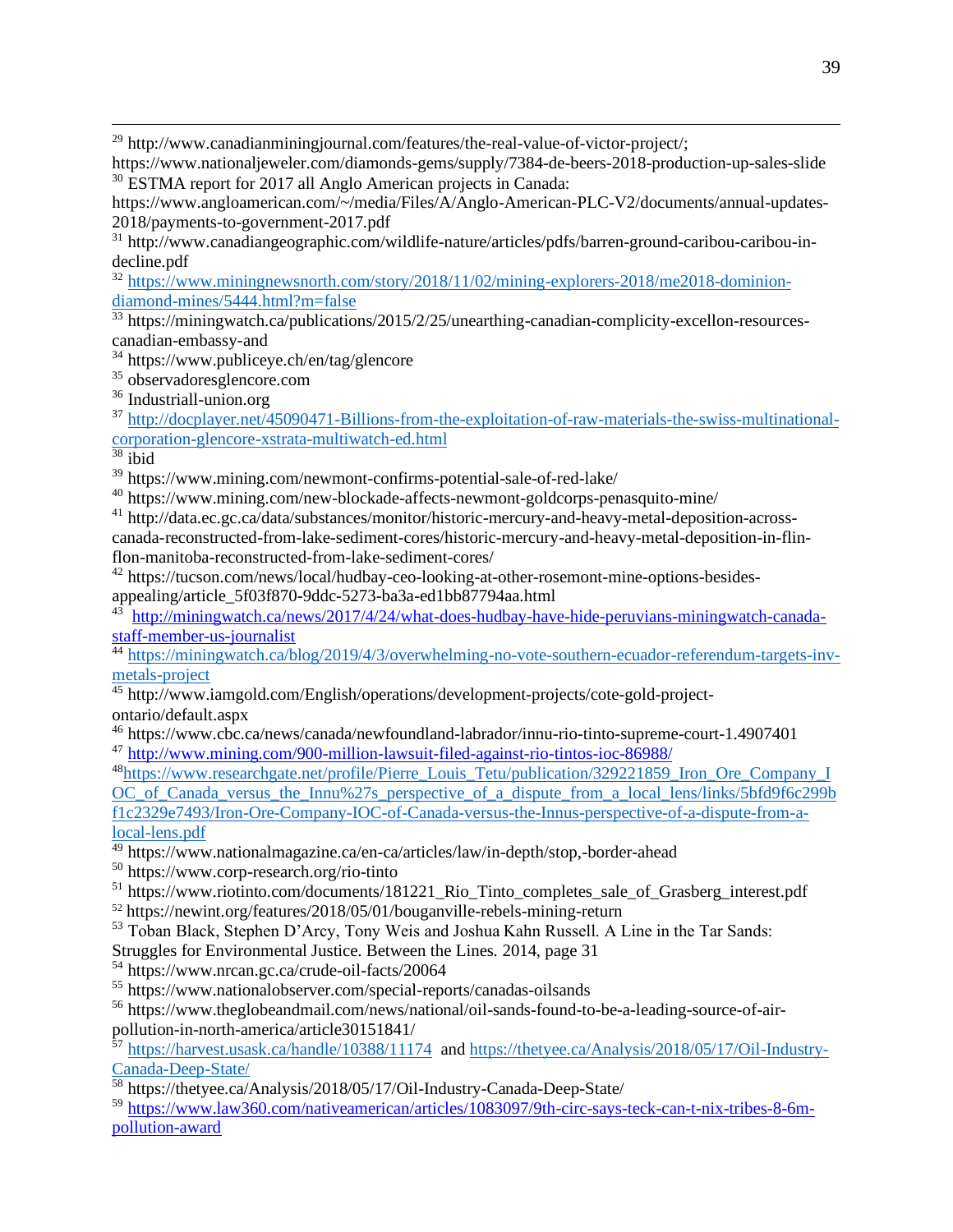[29] http://www.canadianminingjournal.com/features/the-real-value-of-victor-project/; https://www.nationaljeweler.com/diamonds-gems/supply/7384-de-beers-2018-production-up-sales-slide

[30] ESTMA report for 2017 all Anglo American projects in Canada: https://www.angloamerican.com/~/media/Files/A/Anglo-American-PLC-V2/documents/annual-updates-2018/payments-to-government-2017.pdf

[31] http://www.canadiangeographic.com/wildlife-nature/articles/pdfs/barren-ground-caribou-caribou-in-decline.pdf

[32] https://www.miningnewsnorth.com/story/2018/11/02/mining-explorers-2018/me2018-dominion-diamond-mines/5444.html?m=false

[33] https://miningwatch.ca/publications/2015/2/25/unearthing-canadian-complicity-excellon-resources-canadian-embassy-and

[34] https://www.publiceye.ch/en/tag/glencore

[35] observadoresglencore.com

[36] Industriall-union.org

[37] http://docplayer.net/45090471-Billions-from-the-exploitation-of-raw-materials-the-swiss-multinational-corporation-glencore-xstrata-multiwatch-ed.html

[38] ibid

[39] https://www.mining.com/newmont-confirms-potential-sale-of-red-lake/

[40] https://www.mining.com/new-blockade-affects-newmont-goldcorps-penasquito-mine/

[41] http://data.ec.gc.ca/data/substances/monitor/historic-mercury-and-heavy-metal-deposition-across-canada-reconstructed-from-lake-sediment-cores/historic-mercury-and-heavy-metal-deposition-in-flin-flon-manitoba-reconstructed-from-lake-sediment-cores/

[42] https://tucson.com/news/local/hudbay-ceo-looking-at-other-rosemont-mine-options-besides-appealing/article_5f03f870-9ddc-5273-ba3a-ed1bb87794aa.html

[43] http://miningwatch.ca/news/2017/4/24/what-does-hudbay-have-hide-peruvians-miningwatch-canada-staff-member-us-journalist

[44] https://miningwatch.ca/blog/2019/4/3/overwhelming-no-vote-southern-ecuador-referendum-targets-inv-metals-project

[45] http://www.iamgold.com/English/operations/development-projects/cote-gold-project-ontario/default.aspx

[46] https://www.cbc.ca/news/canada/newfoundland-labrador/innu-rio-tinto-supreme-court-1.4907401

[47] http://www.mining.com/900-million-lawsuit-filed-against-rio-tintos-ioc-86988/

[48] https://www.researchgate.net/profile/Pierre_Louis_Tetu/publication/329221859_Iron_Ore_Company_IOC_of_Canada_versus_the_Innu%27s_perspective_of_a_dispute_from_a_local_lens/links/5bfd9f6c299bf1c2329e7493/Iron-Ore-Company-IOC-of-Canada-versus-the-Innus-perspective-of-a-dispute-from-a-local-lens.pdf

[49] https://www.nationalmagazine.ca/en-ca/articles/law/in-depth/stop,-border-ahead

[50] https://www.corp-research.org/rio-tinto

[51] https://www.riotinto.com/documents/181221_Rio_Tinto_completes_sale_of_Grasberg_interest.pdf

[52] https://newint.org/features/2018/05/01/bouganville-rebels-mining-return

[53] Toban Black, Stephen D'Arcy, Tony Weis and Joshua Kahn Russell. A Line in the Tar Sands: Struggles for Environmental Justice. Between the Lines. 2014, page 31

[54] https://www.nrcan.gc.ca/crude-oil-facts/20064

[55] https://www.nationalobserver.com/special-reports/canadas-oilsands

[56] https://www.theglobeandmail.com/news/national/oil-sands-found-to-be-a-leading-source-of-air-pollution-in-north-america/article30151841/

[57] https://harvest.usask.ca/handle/10388/11174 and https://thetyee.ca/Analysis/2018/05/17/Oil-Industry-Canada-Deep-State/

[58] https://thetyee.ca/Analysis/2018/05/17/Oil-Industry-Canada-Deep-State/

[59] https://www.law360.com/nativeamerican/articles/1083097/9th-circ-says-teck-can-t-nix-tribes-8-6m-pollution-award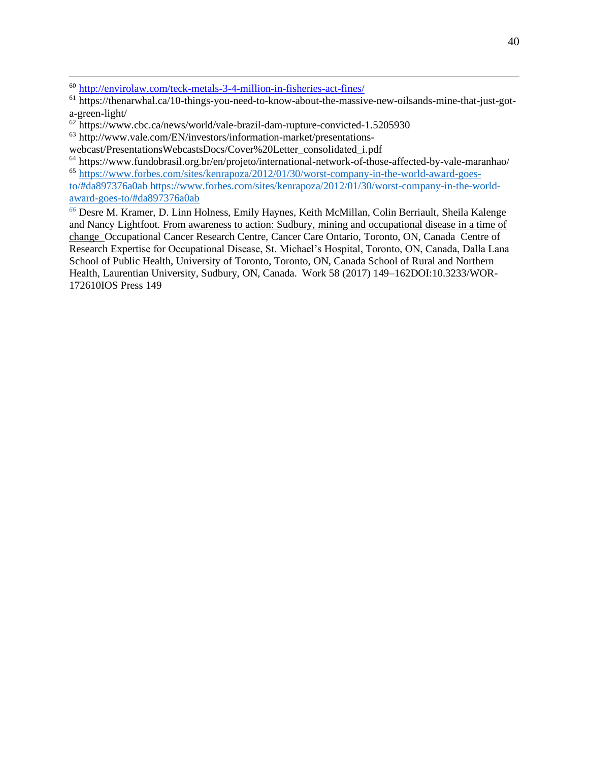[60] http://envirolaw.com/teck-metals-3-4-million-in-fisheries-act-fines/

[61] https://thenarwhal.ca/10-things-you-need-to-know-about-the-massive-new-oilsands-mine-that-just-got-a-green-light/

[62] https://www.cbc.ca/news/world/vale-brazil-dam-rupture-convicted-1.5205930

[63] http://www.vale.com/EN/investors/information-market/presentations-webcast/PresentationsWebcastsDocs/Cover%20Letter_consolidated_i.pdf

[64] https://www.fundobrasil.org.br/en/projeto/international-network-of-those-affected-by-vale-maranhao/

[65] https://www.forbes.com/sites/kenrapoza/2012/01/30/worst-company-in-the-world-award-goes-to/#da897376a0ab https://www.forbes.com/sites/kenrapoza/2012/01/30/worst-company-in-the-world-award-goes-to/#da897376a0ab

[66] Desre M. Kramer, D. Linn Holness, Emily Haynes, Keith McMillan, Colin Berriault, Sheila Kalenge and Nancy Lightfoot. From awareness to action: Sudbury, mining and occupational disease in a time of change Occupational Cancer Research Centre, Cancer Care Ontario, Toronto, ON, Canada Centre of Research Expertise for Occupational Disease, St. Michael's Hospital, Toronto, ON, Canada, Dalla Lana School of Public Health, University of Toronto, Toronto, ON, Canada School of Rural and Northern Health, Laurentian University, Sudbury, ON, Canada. Work 58 (2017) 149–162DOI:10.3233/WOR-172610IOS Press 149